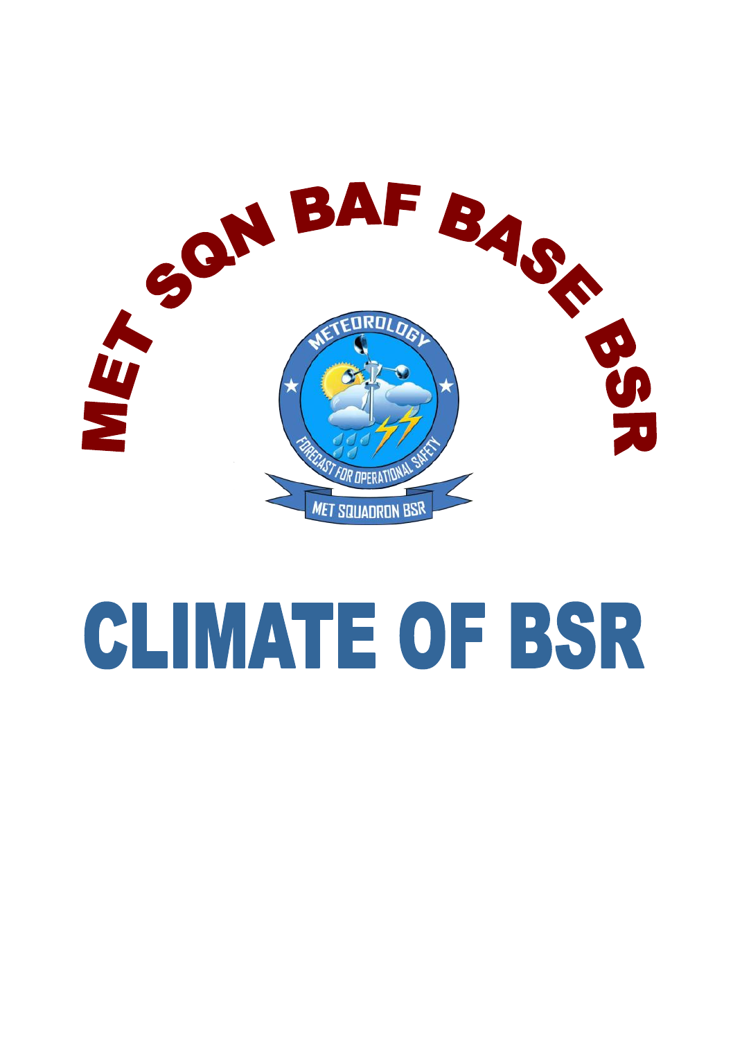# MET SQN BAF BASE BSR

METEOROLOGY

FORECAST FOR OPERATIONAL SAFETY

MET SQUADRON BSR

# CLIMATE OF BSR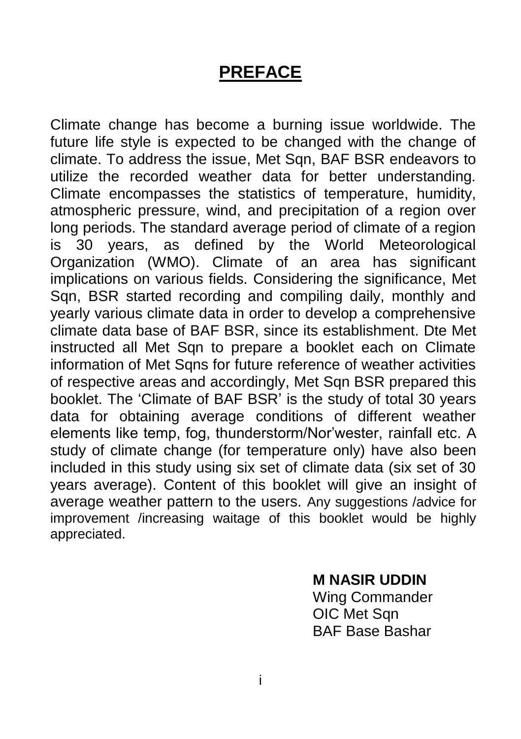# PREFACE

Climate change has become a burning issue worldwide. The future life style is expected to be changed with the change of climate. To address the issue, Met Sqn, BAF BSR endeavors to utilize the recorded weather data for better understanding. Climate encompasses the statistics of temperature, humidity, atmospheric pressure, wind, and precipitation of a region over long periods. The standard average period of climate of a region is 30 years, as defined by the World Meteorological Organization (WMO). Climate of an area has significant implications on various fields. Considering the significance, Met Sqn, BSR started recording and compiling daily, monthly and yearly various climate data in order to develop a comprehensive climate data base of BAF BSR, since its establishment. Dte Met instructed all Met Sqn to prepare a booklet each on Climate information of Met Sqns for future reference of weather activities of respective areas and accordingly, Met Sqn BSR prepared this booklet. The 'Climate of BAF BSR' is the study of total 30 years data for obtaining average conditions of different weather elements like temp, fog, thunderstorm/Nor'wester, rainfall etc. A study of climate change (for temperature only) have also been included in this study using six set of climate data (six set of 30 years average). Content of this booklet will give an insight of average weather pattern to the users. Any suggestions /advice for improvement /increasing waitage of this booklet would be highly appreciated.

**M NASIR UDDIN**
Wing Commander
OIC Met Sqn
BAF Base Bashar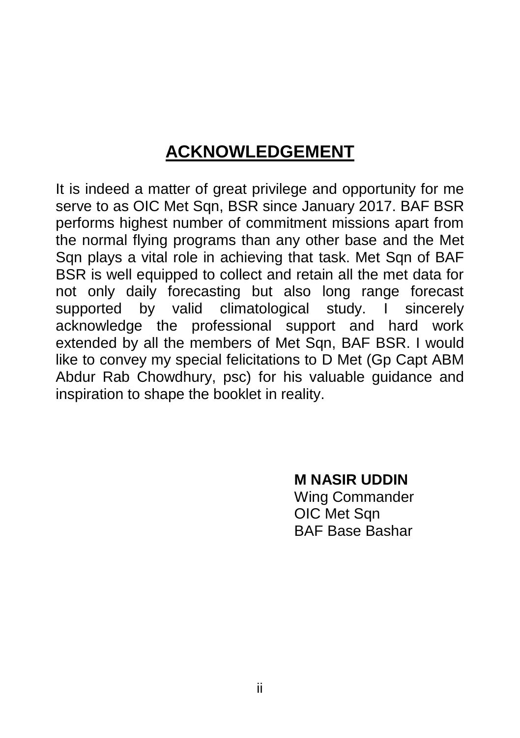# ACKNOWLEDGEMENT

It is indeed a matter of great privilege and opportunity for me serve to as OIC Met Sqn, BSR since January 2017. BAF BSR performs highest number of commitment missions apart from the normal flying programs than any other base and the Met Sqn plays a vital role in achieving that task. Met Sqn of BAF BSR is well equipped to collect and retain all the met data for not only daily forecasting but also long range forecast supported by valid climatological study. I sincerely acknowledge the professional support and hard work extended by all the members of Met Sqn, BAF BSR. I would like to convey my special felicitations to D Met (Gp Capt ABM Abdur Rab Chowdhury, psc) for his valuable guidance and inspiration to shape the booklet in reality.

**M NASIR UDDIN**
Wing Commander
OIC Met Sqn
BAF Base Bashar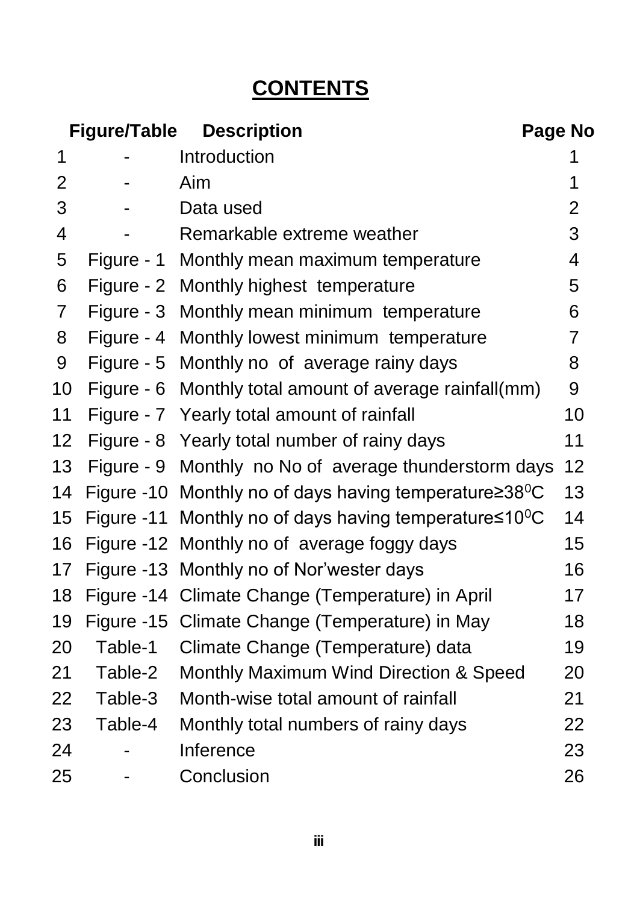# CONTENTS

| | Figure/Table | Description | Page No |
|---|---|---|---|
| 1 | - | Introduction | 1 |
| 2 | - | Aim | 1 |
| 3 | - | Data used | 2 |
| 4 | - | Remarkable extreme weather | 3 |
| 5 | Figure - 1 | Monthly mean maximum temperature | 4 |
| 6 | Figure - 2 | Monthly highest temperature | 5 |
| 7 | Figure - 3 | Monthly mean minimum temperature | 6 |
| 8 | Figure - 4 | Monthly lowest minimum temperature | 7 |
| 9 | Figure - 5 | Monthly no of average rainy days | 8 |
| 10 | Figure - 6 | Monthly total amount of average rainfall(mm) | 9 |
| 11 | Figure - 7 | Yearly total amount of rainfall | 10 |
| 12 | Figure - 8 | Yearly total number of rainy days | 11 |
| 13 | Figure - 9 | Monthly no No of average thunderstorm days | 12 |
| 14 | Figure -10 | Monthly no of days having temperature≥38$^0$C | 13 |
| 15 | Figure -11 | Monthly no of days having temperature≤10$^0$C | 14 |
| 16 | Figure -12 | Monthly no of average foggy days | 15 |
| 17 | Figure -13 | Monthly no of Nor'wester days | 16 |
| 18 | Figure -14 | Climate Change (Temperature) in April | 17 |
| 19 | Figure -15 | Climate Change (Temperature) in May | 18 |
| 20 | Table-1 | Climate Change (Temperature) data | 19 |
| 21 | Table-2 | Monthly Maximum Wind Direction & Speed | 20 |
| 22 | Table-3 | Month-wise total amount of rainfall | 21 |
| 23 | Table-4 | Monthly total numbers of rainy days | 22 |
| 24 | - | Inference | 23 |
| 25 | - | Conclusion | 26 |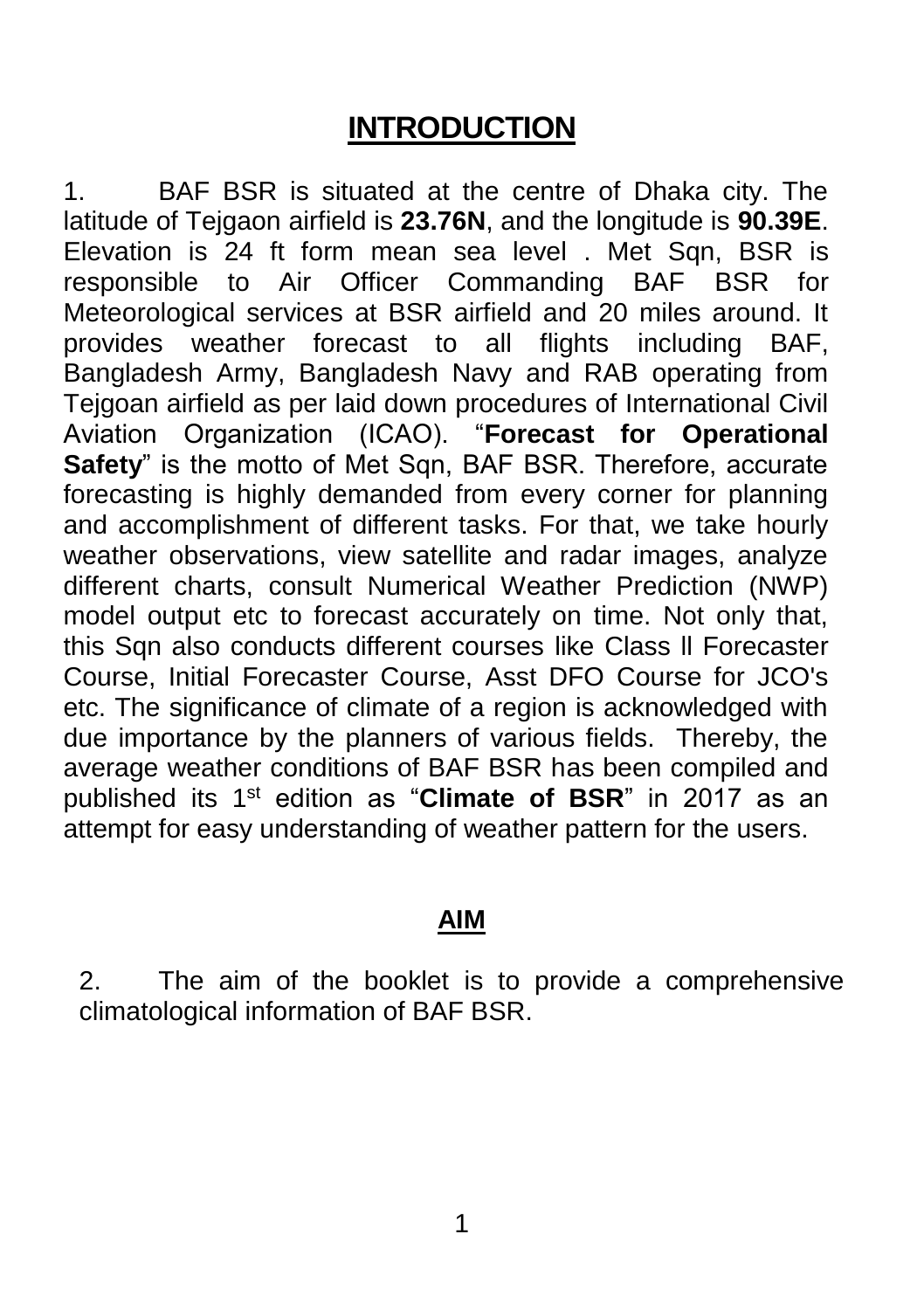# INTRODUCTION

1. BAF BSR is situated at the centre of Dhaka city. The latitude of Tejgaon airfield is **23.76N**, and the longitude is **90.39E**. Elevation is 24 ft form mean sea level . Met Sqn, BSR is responsible to Air Officer Commanding BAF BSR for Meteorological services at BSR airfield and 20 miles around. It provides weather forecast to all flights including BAF, Bangladesh Army, Bangladesh Navy and RAB operating from Tejgoan airfield as per laid down procedures of International Civil Aviation Organization (ICAO). "**Forecast for Operational Safety**" is the motto of Met Sqn, BAF BSR. Therefore, accurate forecasting is highly demanded from every corner for planning and accomplishment of different tasks. For that, we take hourly weather observations, view satellite and radar images, analyze different charts, consult Numerical Weather Prediction (NWP) model output etc to forecast accurately on time. Not only that, this Sqn also conducts different courses like Class ll Forecaster Course, Initial Forecaster Course, Asst DFO Course for JCO's etc. The significance of climate of a region is acknowledged with due importance by the planners of various fields. Thereby, the average weather conditions of BAF BSR has been compiled and published its 1st edition as "**Climate of BSR**" in 2017 as an attempt for easy understanding of weather pattern for the users.

## AIM

2. The aim of the booklet is to provide a comprehensive climatological information of BAF BSR.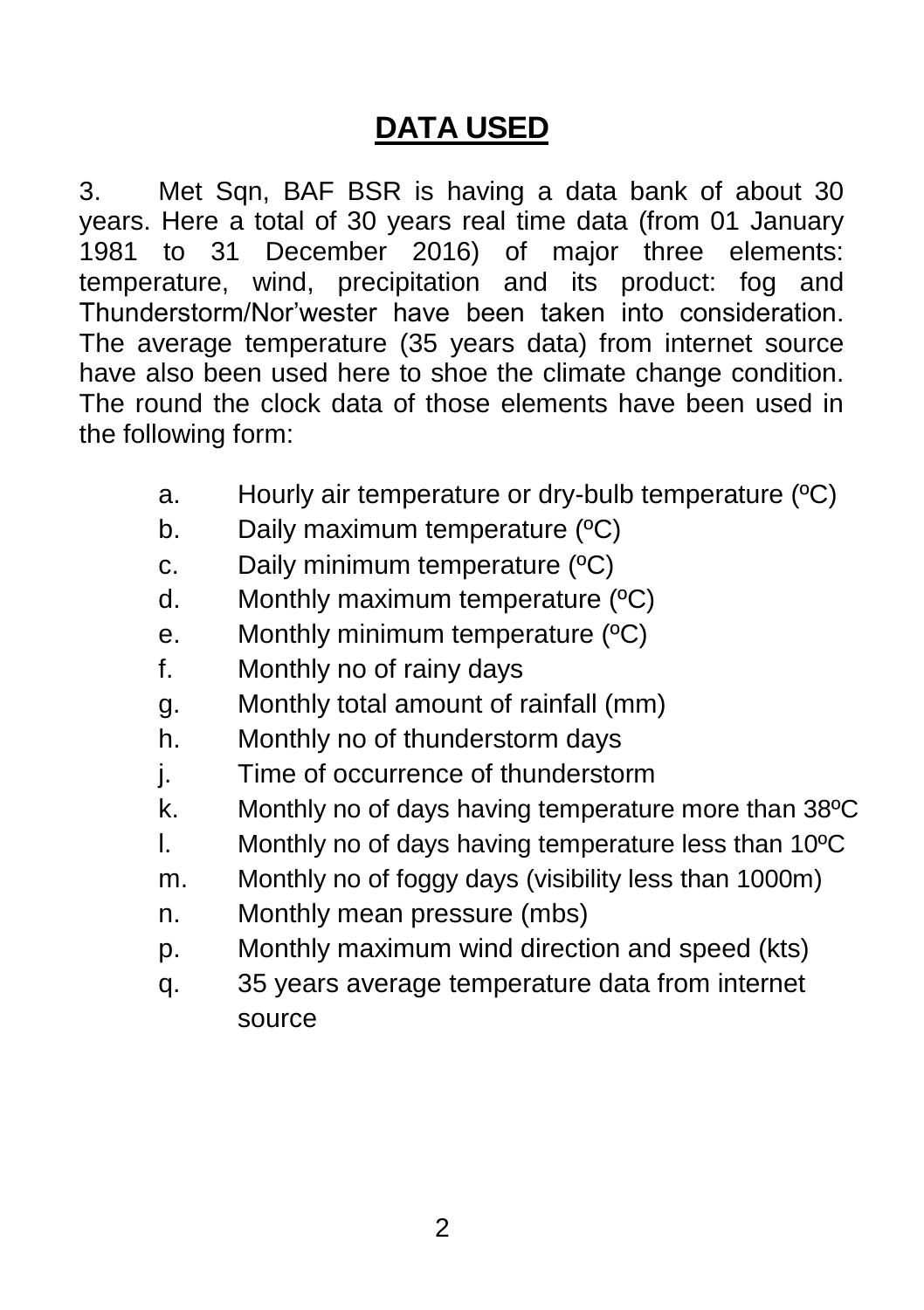## **DATA USED**

3. Met Sqn, BAF BSR is having a data bank of about 30 years. Here a total of 30 years real time data (from 01 January 1981 to 31 December 2016) of major three elements: temperature, wind, precipitation and its product: fog and Thunderstorm/Nor'wester have been taken into consideration. The average temperature (35 years data) from internet source have also been used here to shoe the climate change condition. The round the clock data of those elements have been used in the following form:

a. Hourly air temperature or dry-bulb temperature (ºC)
b. Daily maximum temperature (ºC)
c. Daily minimum temperature (ºC)
d. Monthly maximum temperature (ºC)
e. Monthly minimum temperature (ºC)
f. Monthly no of rainy days
g. Monthly total amount of rainfall (mm)
h. Monthly no of thunderstorm days
j. Time of occurrence of thunderstorm
k. Monthly no of days having temperature more than 38ºC
l. Monthly no of days having temperature less than 10ºC
m. Monthly no of foggy days (visibility less than 1000m)
n. Monthly mean pressure (mbs)
p. Monthly maximum wind direction and speed (kts)
q. 35 years average temperature data from internet source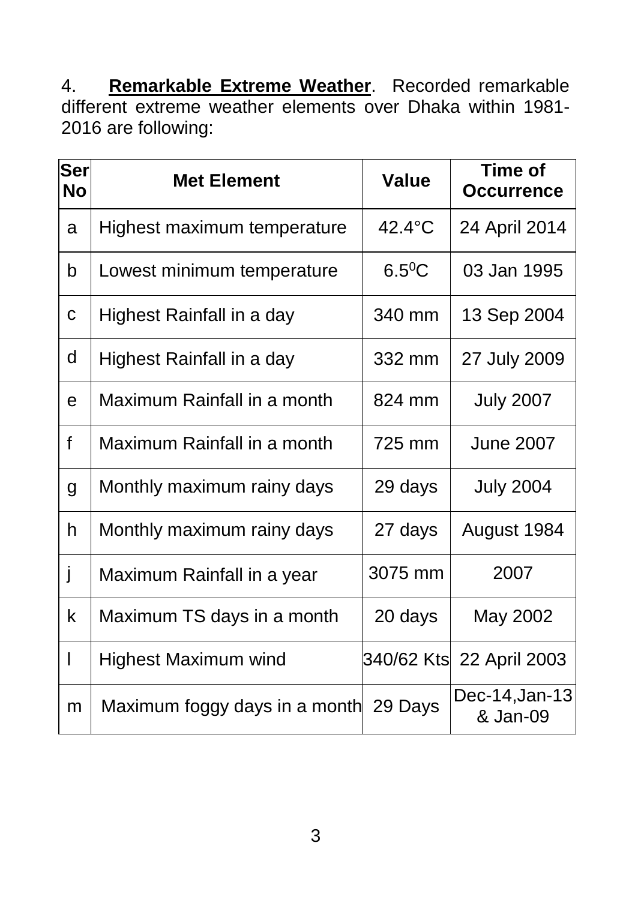4. **Remarkable Extreme Weather**. Recorded remarkable different extreme weather elements over Dhaka within 1981-2016 are following:

| Ser No | Met Element | Value | Time of Occurrence |
|---|---|---|---|
| a | Highest maximum temperature | 42.4°C | 24 April 2014 |
| b | Lowest minimum temperature | $6.5^0$C | 03 Jan 1995 |
| c | Highest Rainfall in a day | 340 mm | 13 Sep 2004 |
| d | Highest Rainfall in a day | 332 mm | 27 July 2009 |
| e | Maximum Rainfall in a month | 824 mm | July 2007 |
| f | Maximum Rainfall in a month | 725 mm | June 2007 |
| g | Monthly maximum rainy days | 29 days | July 2004 |
| h | Monthly maximum rainy days | 27 days | August 1984 |
| j | Maximum Rainfall in a year | 3075 mm | 2007 |
| k | Maximum TS days in a month | 20 days | May 2002 |
| l | Highest Maximum wind | 340/62 Kts | 22 April 2003 |
| m | Maximum foggy days in a month | 29 Days | Dec-14,Jan-13 & Jan-09 |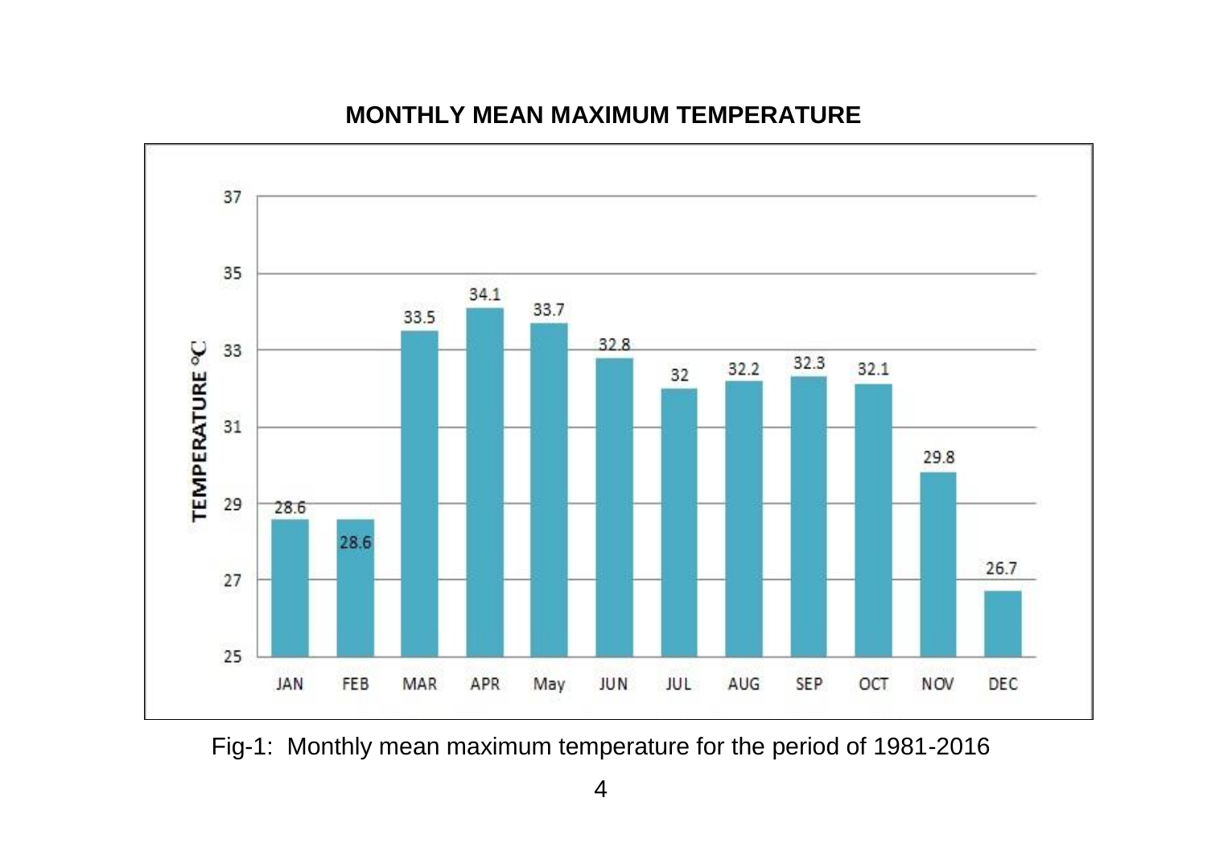**MONTHLY MEAN MAXIMUM TEMPERATURE**

| Month | Temperature (°C) |
|---|---|
| JAN | 28.6 |
| FEB | 28.6 |
| MAR | 33.5 |
| APR | 34.1 |
| May | 33.7 |
| JUN | 32.8 |
| JUL | 32 |
| AUG | 32.2 |
| SEP | 32.3 |
| OCT | 32.1 |
| NOV | 29.8 |
| DEC | 26.7 |

Fig-1: Monthly mean maximum temperature for the period of 1981-2016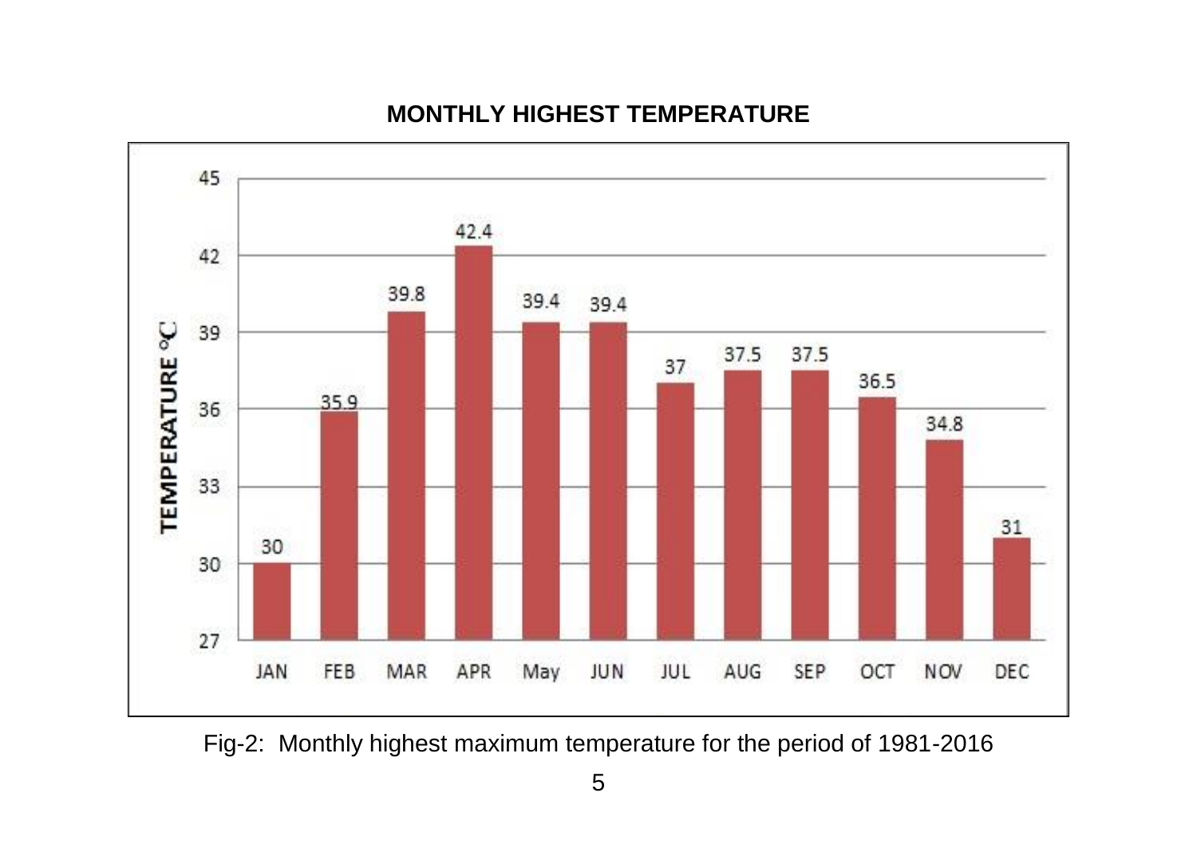**MONTHLY HIGHEST TEMPERATURE**

| Month | Temperature °C |
| --- | --- |
| JAN | 30 |
| FEB | 35.9 |
| MAR | 39.8 |
| APR | 42.4 |
| May | 39.4 |
| JUN | 39.4 |
| JUL | 37 |
| AUG | 37.5 |
| SEP | 37.5 |
| OCT | 36.5 |
| NOV | 34.8 |
| DEC | 31 |

Fig-2: Monthly highest maximum temperature for the period of 1981-2016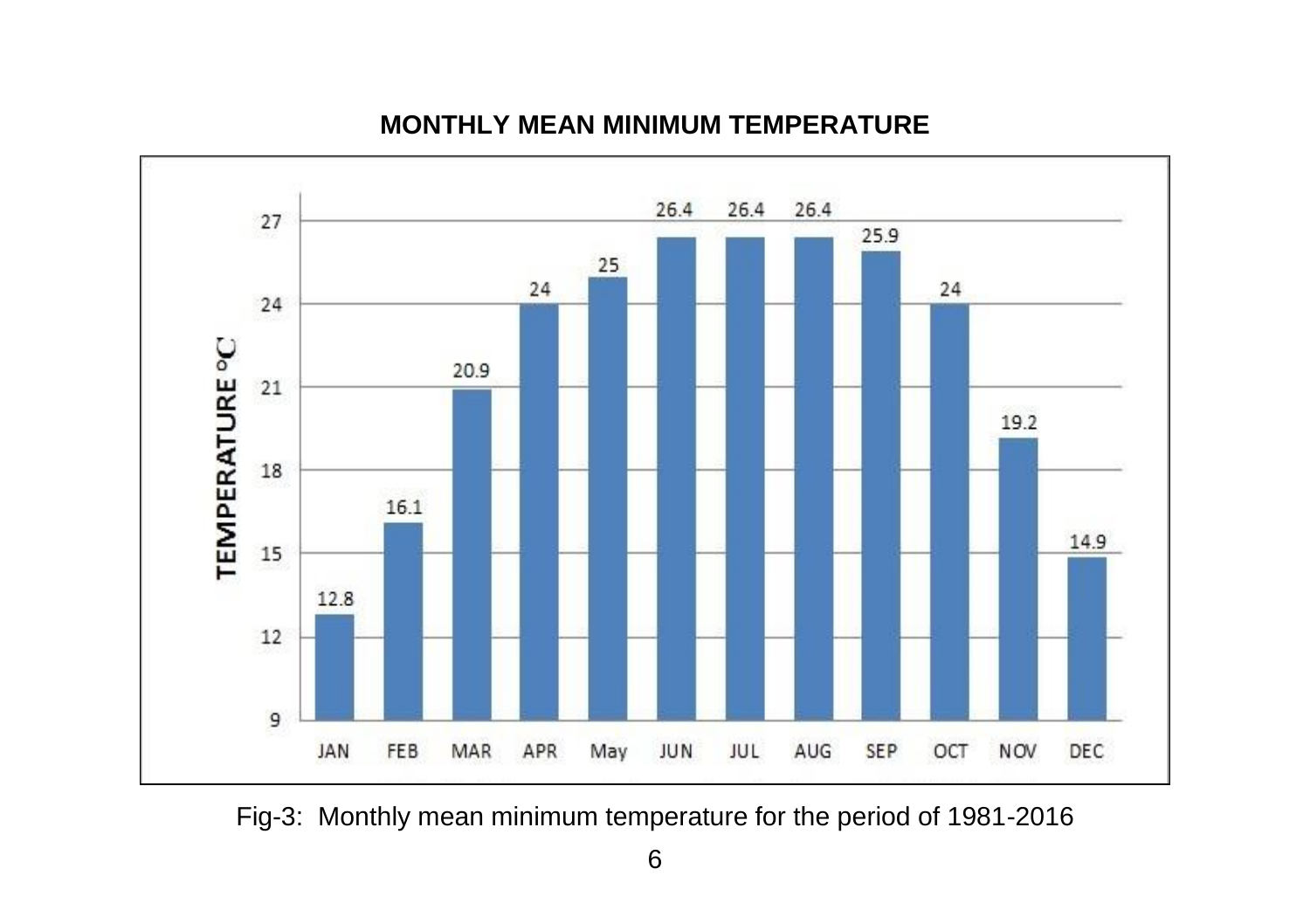**MONTHLY MEAN MINIMUM TEMPERATURE**

| Month | Temperature °C |
|---|---|
| JAN | 12.8 |
| FEB | 16.1 |
| MAR | 20.9 |
| APR | 24 |
| May | 25 |
| JUN | 26.4 |
| JUL | 26.4 |
| AUG | 26.4 |
| SEP | 25.9 |
| OCT | 24 |
| NOV | 19.2 |
| DEC | 14.9 |

Fig-3: Monthly mean minimum temperature for the period of 1981-2016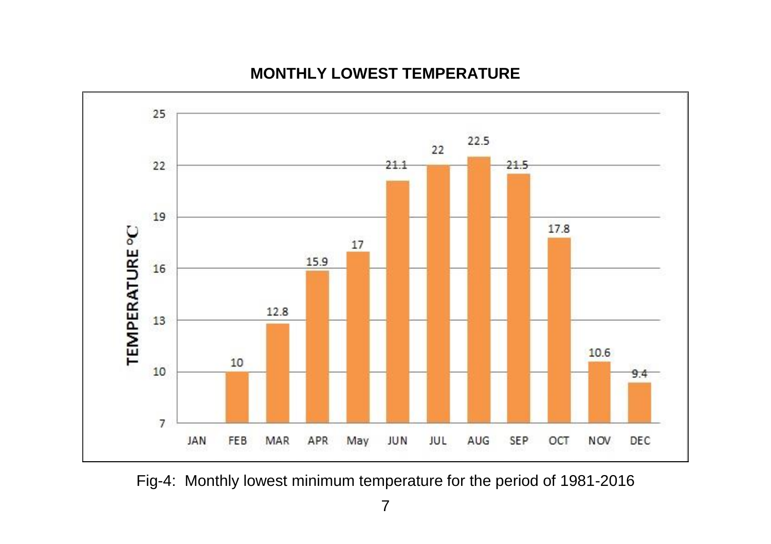**MONTHLY LOWEST TEMPERATURE**

| Month | Temperature (°C) |
|---|---|
| JAN | |
| FEB | 10 |
| MAR | 12.8 |
| APR | 15.9 |
| May | 17 |
| JUN | 21.1 |
| JUL | 22 |
| AUG | 22.5 |
| SEP | 21.5 |
| OCT | 17.8 |
| NOV | 10.6 |
| DEC | 9.4 |

Fig-4: Monthly lowest minimum temperature for the period of 1981-2016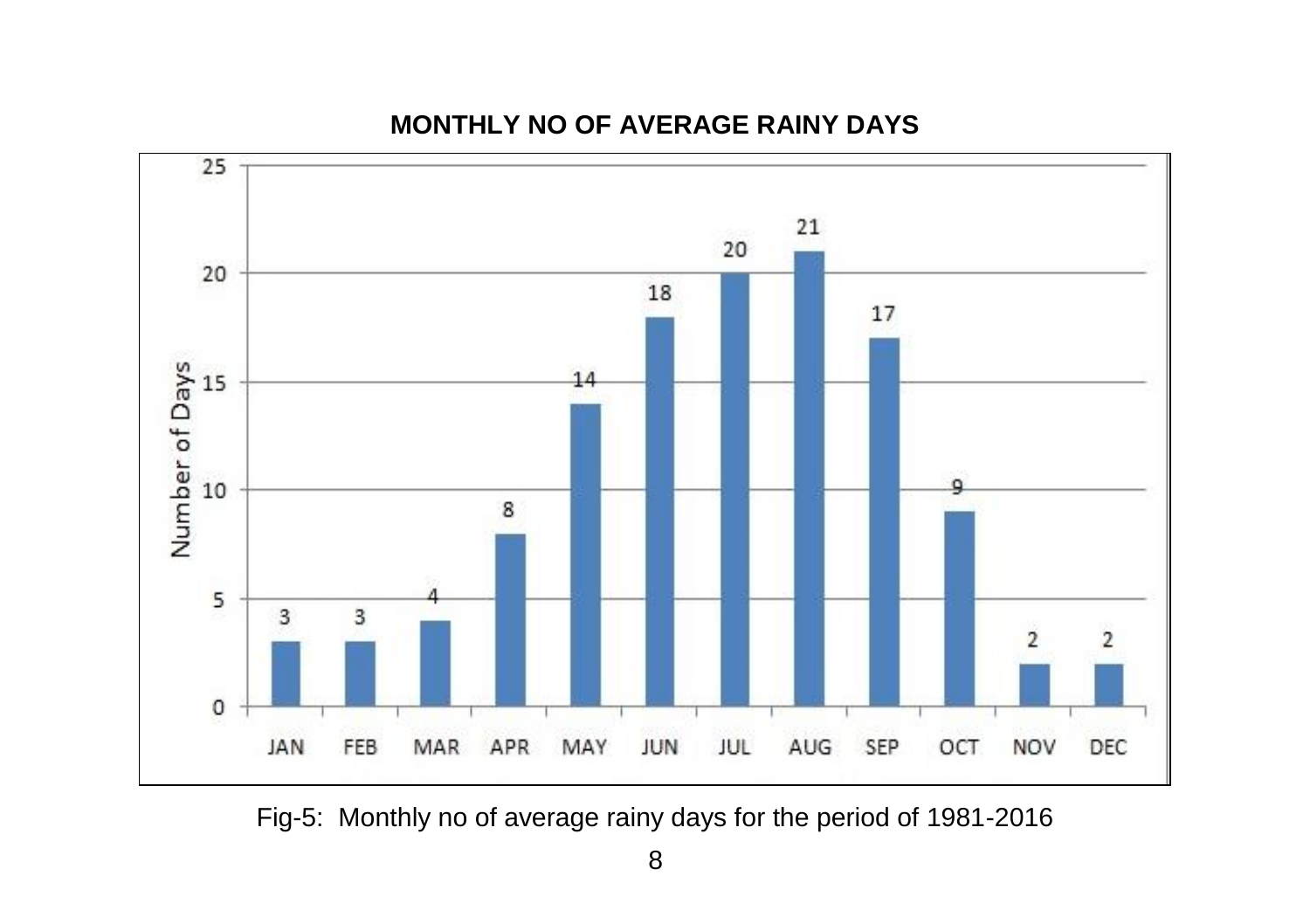**MONTHLY NO OF AVERAGE RAINY DAYS**

| Month | Number of Days |
| --- | --- |
| JAN | 3 |
| FEB | 3 |
| MAR | 4 |
| APR | 8 |
| MAY | 14 |
| JUN | 18 |
| JUL | 20 |
| AUG | 21 |
| SEP | 17 |
| OCT | 9 |
| NOV | 2 |
| DEC | 2 |

Fig-5: Monthly no of average rainy days for the period of 1981-2016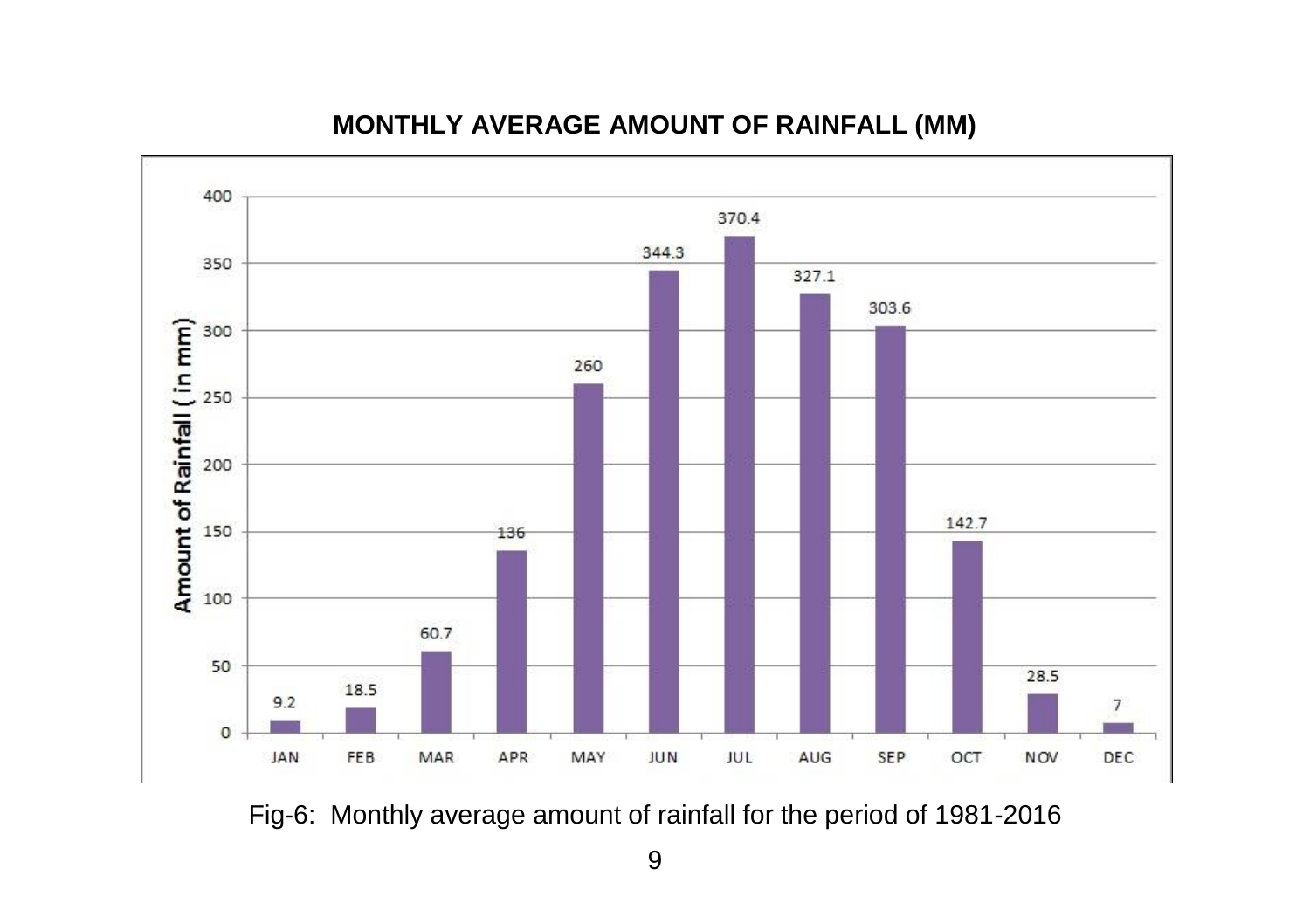**MONTHLY AVERAGE AMOUNT OF RAINFALL (MM)**

| Month | Amount of Rainfall (in mm) |
|---|---|
| JAN | 9.2 |
| FEB | 18.5 |
| MAR | 60.7 |
| APR | 136 |
| MAY | 260 |
| JUN | 344.3 |
| JUL | 370.4 |
| AUG | 327.1 |
| SEP | 303.6 |
| OCT | 142.7 |
| NOV | 28.5 |
| DEC | 7 |

Fig-6: Monthly average amount of rainfall for the period of 1981-2016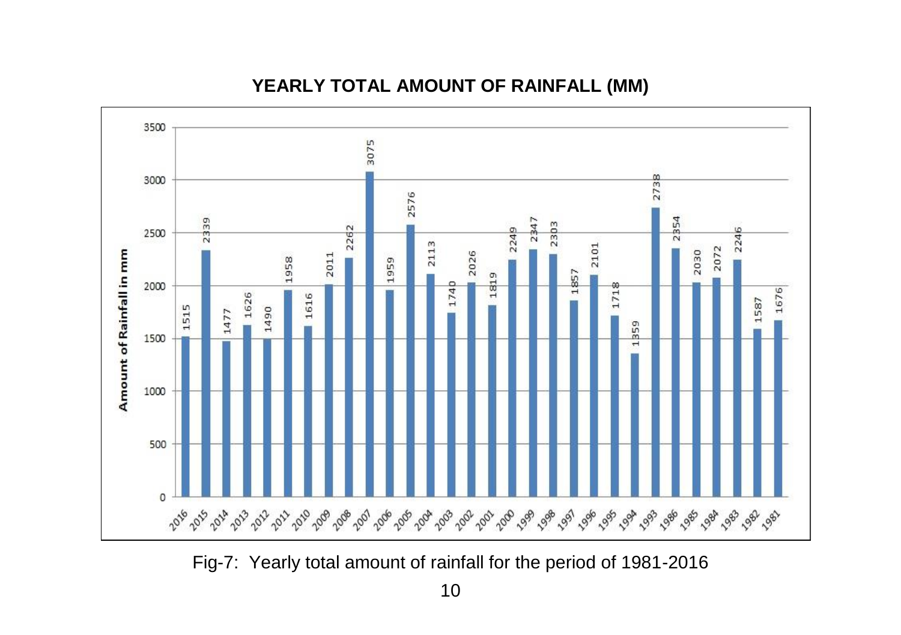**YEARLY TOTAL AMOUNT OF RAINFALL (MM)**

| Year | Amount of Rainfall in mm |
| --- | --- |
| 2016 | 1515 |
| 2015 | 2339 |
| 2014 | 1477 |
| 2013 | 1626 |
| 2012 | 1490 |
| 2011 | 1958 |
| 2010 | 1616 |
| 2009 | 2011 |
| 2008 | 2262 |
| 2007 | 3075 |
| 2006 | 1959 |
| 2005 | 2576 |
| 2004 | 2113 |
| 2003 | 1740 |
| 2002 | 2026 |
| 2001 | 1819 |
| 2000 | 2249 |
| 1999 | 2347 |
| 1998 | 2303 |
| 1997 | 1857 |
| 1996 | 2101 |
| 1995 | 1718 |
| 1994 | 1359 |
| 1993 | 2738 |
| 1986 | 2354 |
| 1985 | 2030 |
| 1984 | 2072 |
| 1983 | 2246 |
| 1982 | 1587 |
| 1981 | 1676 |

Fig-7: Yearly total amount of rainfall for the period of 1981-2016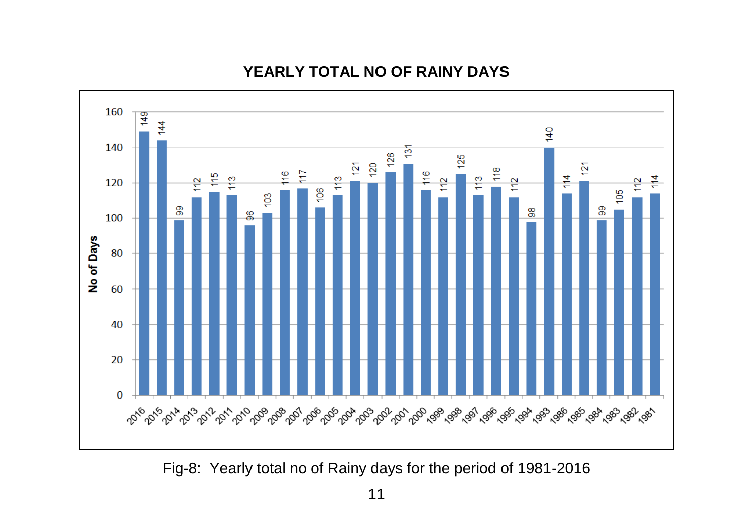**YEARLY TOTAL NO OF RAINY DAYS**

| Year | No of Days |
|---|---|
| 2016 | 149 |
| 2015 | 144 |
| 2014 | 99 |
| 2013 | 112 |
| 2012 | 115 |
| 2011 | 113 |
| 2010 | 96 |
| 2009 | 103 |
| 2008 | 116 |
| 2007 | 117 |
| 2006 | 106 |
| 2005 | 113 |
| 2004 | 121 |
| 2003 | 120 |
| 2002 | 126 |
| 2001 | 131 |
| 2000 | 116 |
| 1999 | 112 |
| 1998 | 125 |
| 1997 | 113 |
| 1996 | 118 |
| 1995 | 112 |
| 1994 | 98 |
| 1993 | 140 |
| 1986 | 114 |
| 1985 | 121 |
| 1984 | 99 |
| 1983 | 105 |
| 1982 | 112 |
| 1981 | 114 |

Fig-8: Yearly total no of Rainy days for the period of 1981-2016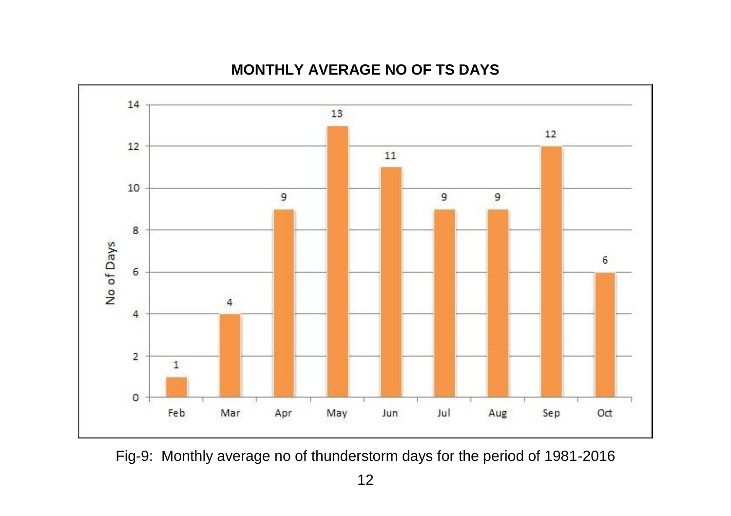**MONTHLY AVERAGE NO OF TS DAYS**

| Month | No of Days |
|---|---|
| Feb | 1 |
| Mar | 4 |
| Apr | 9 |
| May | 13 |
| Jun | 11 |
| Jul | 9 |
| Aug | 9 |
| Sep | 12 |
| Oct | 6 |

Fig-9: Monthly average no of thunderstorm days for the period of 1981-2016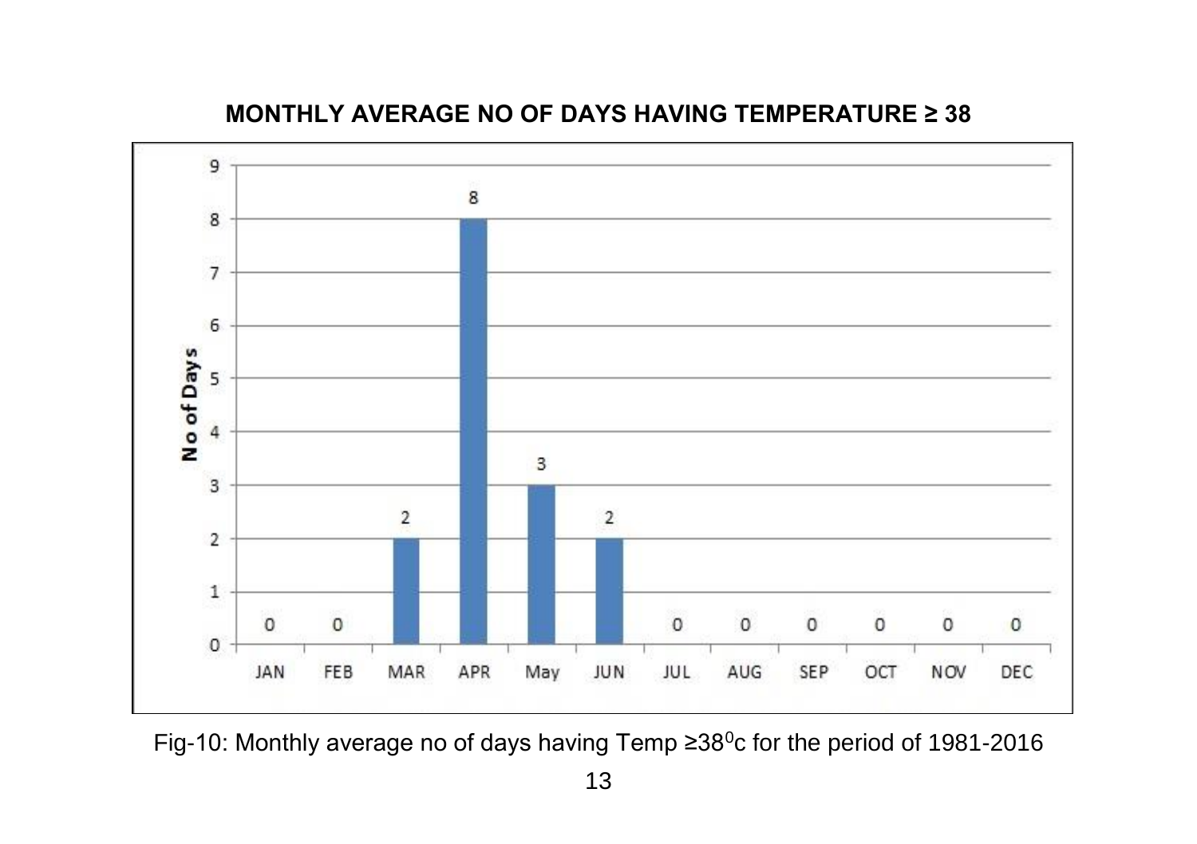**MONTHLY AVERAGE NO OF DAYS HAVING TEMPERATURE ≥ 38**

| Month | No of Days |
|---|---|
| JAN | 0 |
| FEB | 0 |
| MAR | 2 |
| APR | 8 |
| May | 3 |
| JUN | 2 |
| JUL | 0 |
| AUG | 0 |
| SEP | 0 |
| OCT | 0 |
| NOV | 0 |
| DEC | 0 |

Fig-10: Monthly average no of days having Temp ≥$38^0$c for the period of 1981-2016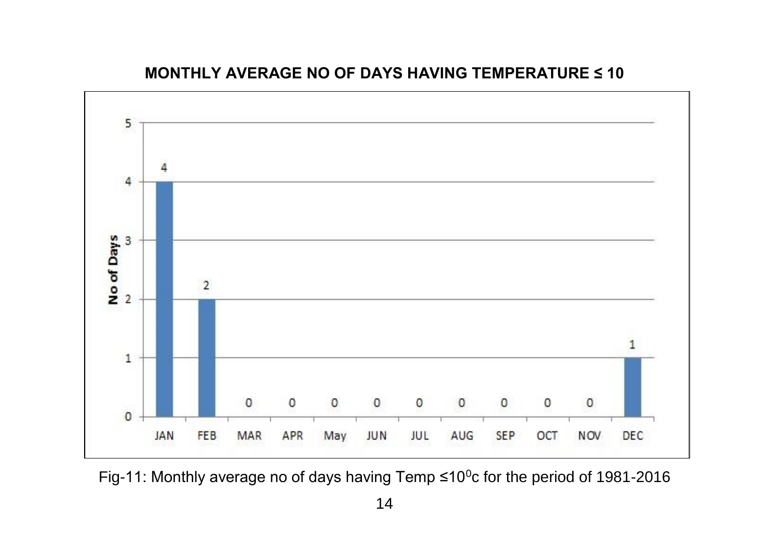**MONTHLY AVERAGE NO OF DAYS HAVING TEMPERATURE ≤ 10**

| Month | No of Days |
|---|---|
| JAN | 4 |
| FEB | 2 |
| MAR | 0 |
| APR | 0 |
| May | 0 |
| JUN | 0 |
| JUL | 0 |
| AUG | 0 |
| SEP | 0 |
| OCT | 0 |
| NOV | 0 |
| DEC | 1 |

Fig-11: Monthly average no of days having Temp ≤$10^0$c for the period of 1981-2016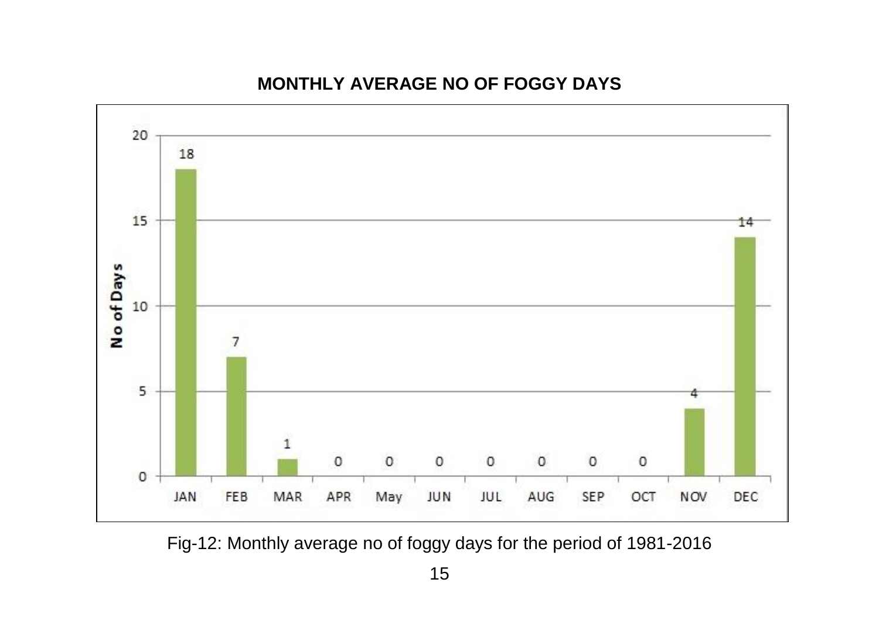**MONTHLY AVERAGE NO OF FOGGY DAYS**

| Month | No of Days |
|---|---|
| JAN | 18 |
| FEB | 7 |
| MAR | 1 |
| APR | 0 |
| May | 0 |
| JUN | 0 |
| JUL | 0 |
| AUG | 0 |
| SEP | 0 |
| OCT | 0 |
| NOV | 4 |
| DEC | 14 |

Fig-12: Monthly average no of foggy days for the period of 1981-2016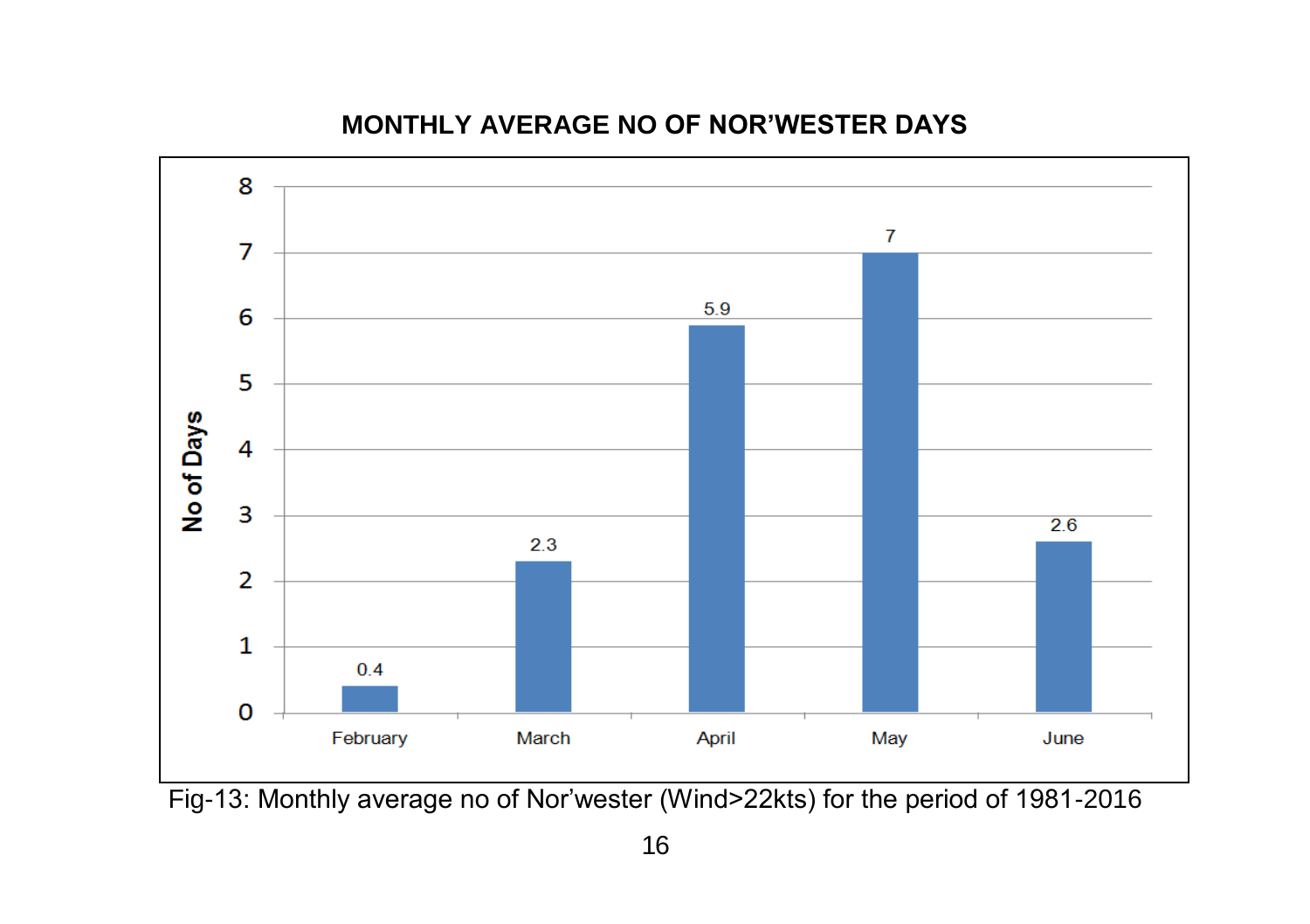**MONTHLY AVERAGE NO OF NOR'WESTER DAYS**

| Month | No of Days |
|---|---|
| February | 0.4 |
| March | 2.3 |
| April | 5.9 |
| May | 7 |
| June | 2.6 |

Fig-13: Monthly average no of Nor'wester (Wind>22kts) for the period of 1981-2016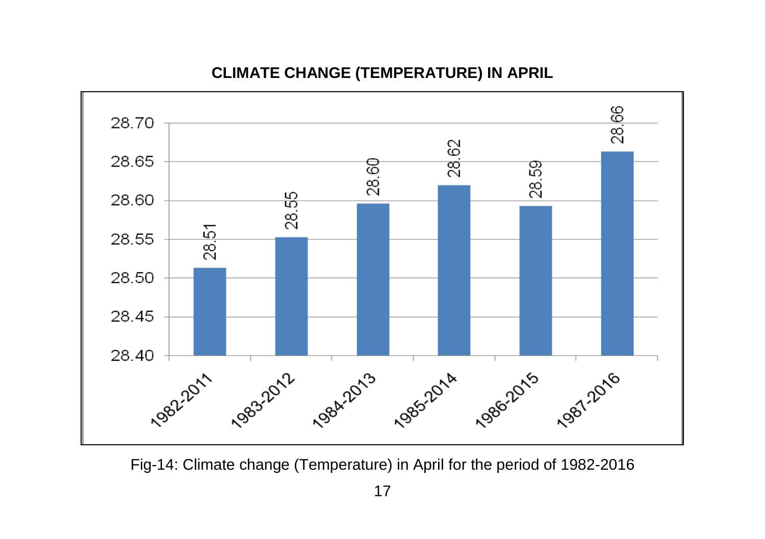**CLIMATE CHANGE (TEMPERATURE) IN APRIL**

| Period | Temperature |
|---|---|
| 1982-2011 | 28.51 |
| 1983-2012 | 28.55 |
| 1984-2013 | 28.60 |
| 1985-2014 | 28.62 |
| 1986-2015 | 28.59 |
| 1987-2016 | 28.66 |

Fig-14: Climate change (Temperature) in April for the period of 1982-2016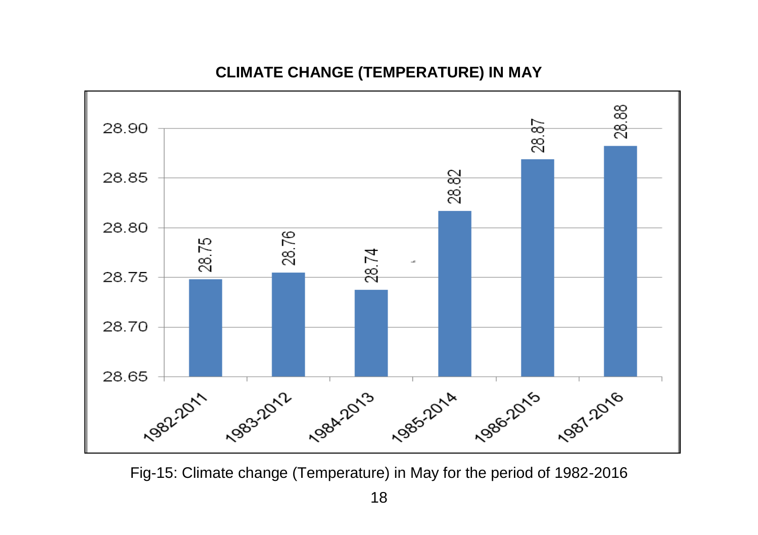**CLIMATE CHANGE (TEMPERATURE) IN MAY**

| Period | Temperature |
|---|---|
| 1982-2011 | 28.75 |
| 1983-2012 | 28.76 |
| 1984-2013 | 28.74 |
| 1985-2014 | 28.82 |
| 1986-2015 | 28.87 |
| 1987-2016 | 28.88 |

Fig-15: Climate change (Temperature) in May for the period of 1982-2016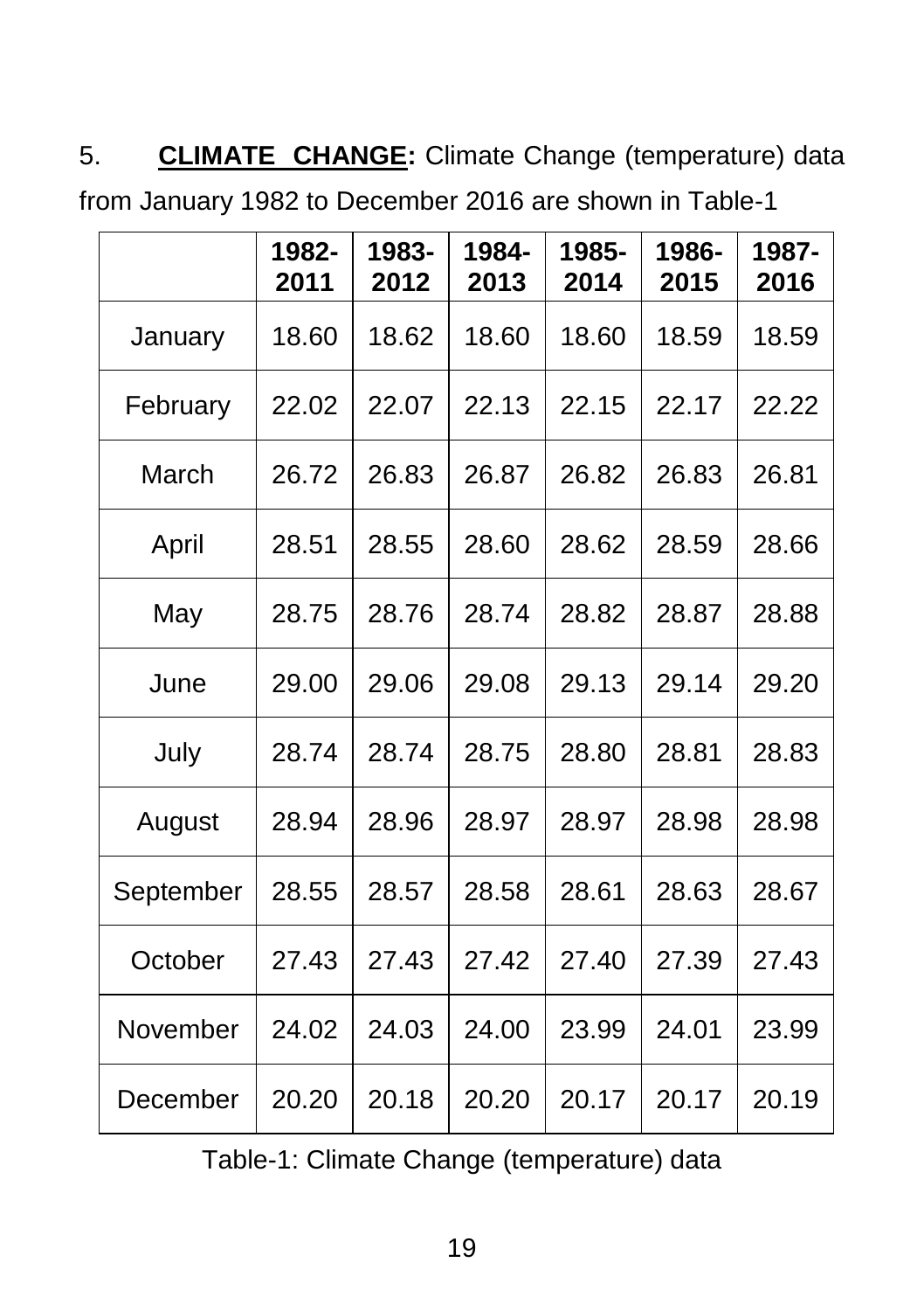5. **CLIMATE CHANGE:** Climate Change (temperature) data from January 1982 to December 2016 are shown in Table-1

| | **1982-2011** | **1983-2012** | **1984-2013** | **1985-2014** | **1986-2015** | **1987-2016** |
|---|---|---|---|---|---|---|
| January | 18.60 | 18.62 | 18.60 | 18.60 | 18.59 | 18.59 |
| February | 22.02 | 22.07 | 22.13 | 22.15 | 22.17 | 22.22 |
| March | 26.72 | 26.83 | 26.87 | 26.82 | 26.83 | 26.81 |
| April | 28.51 | 28.55 | 28.60 | 28.62 | 28.59 | 28.66 |
| May | 28.75 | 28.76 | 28.74 | 28.82 | 28.87 | 28.88 |
| June | 29.00 | 29.06 | 29.08 | 29.13 | 29.14 | 29.20 |
| July | 28.74 | 28.74 | 28.75 | 28.80 | 28.81 | 28.83 |
| August | 28.94 | 28.96 | 28.97 | 28.97 | 28.98 | 28.98 |
| September | 28.55 | 28.57 | 28.58 | 28.61 | 28.63 | 28.67 |
| October | 27.43 | 27.43 | 27.42 | 27.40 | 27.39 | 27.43 |
| November | 24.02 | 24.03 | 24.00 | 23.99 | 24.01 | 23.99 |
| December | 20.20 | 20.18 | 20.20 | 20.17 | 20.17 | 20.19 |

Table-1: Climate Change (temperature) data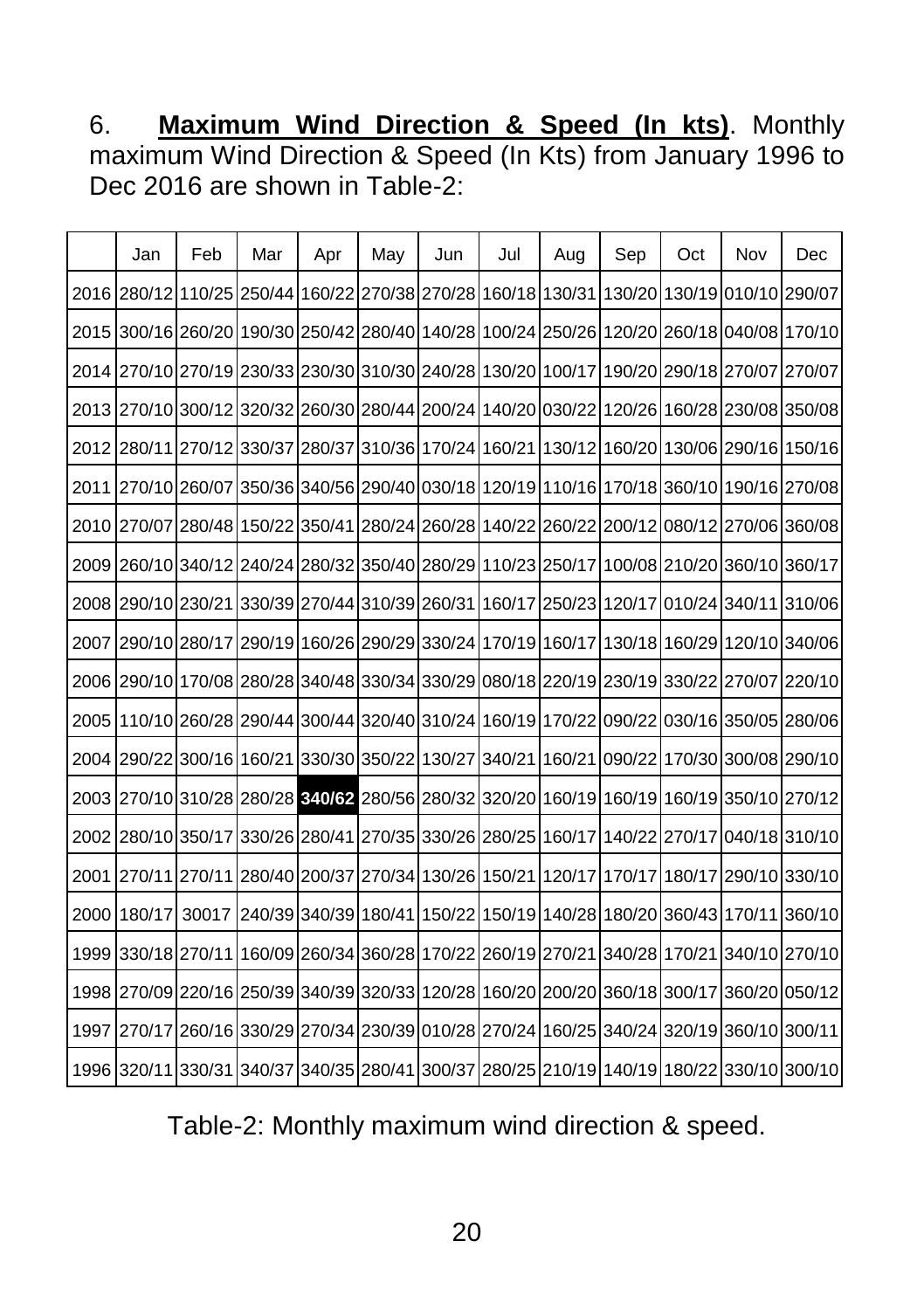6. **Maximum Wind Direction & Speed (In kts)**. Monthly maximum Wind Direction & Speed (In Kts) from January 1996 to Dec 2016 are shown in Table-2:

| | Jan | Feb | Mar | Apr | May | Jun | Jul | Aug | Sep | Oct | Nov | Dec |
|---|---|---|---|---|---|---|---|---|---|---|---|---|
| 2016 | 280/12 | 110/25 | 250/44 | 160/22 | 270/38 | 270/28 | 160/18 | 130/31 | 130/20 | 130/19 | 010/10 | 290/07 |
| 2015 | 300/16 | 260/20 | 190/30 | 250/42 | 280/40 | 140/28 | 100/24 | 250/26 | 120/20 | 260/18 | 040/08 | 170/10 |
| 2014 | 270/10 | 270/19 | 230/33 | 230/30 | 310/30 | 240/28 | 130/20 | 100/17 | 190/20 | 290/18 | 270/07 | 270/07 |
| 2013 | 270/10 | 300/12 | 320/32 | 260/30 | 280/44 | 200/24 | 140/20 | 030/22 | 120/26 | 160/28 | 230/08 | 350/08 |
| 2012 | 280/11 | 270/12 | 330/37 | 280/37 | 310/36 | 170/24 | 160/21 | 130/12 | 160/20 | 130/06 | 290/16 | 150/16 |
| 2011 | 270/10 | 260/07 | 350/36 | 340/56 | 290/40 | 030/18 | 120/19 | 110/16 | 170/18 | 360/10 | 190/16 | 270/08 |
| 2010 | 270/07 | 280/48 | 150/22 | 350/41 | 280/24 | 260/28 | 140/22 | 260/22 | 200/12 | 080/12 | 270/06 | 360/08 |
| 2009 | 260/10 | 340/12 | 240/24 | 280/32 | 350/40 | 280/29 | 110/23 | 250/17 | 100/08 | 210/20 | 360/10 | 360/17 |
| 2008 | 290/10 | 230/21 | 330/39 | 270/44 | 310/39 | 260/31 | 160/17 | 250/23 | 120/17 | 010/24 | 340/11 | 310/06 |
| 2007 | 290/10 | 280/17 | 290/19 | 160/26 | 290/29 | 330/24 | 170/19 | 160/17 | 130/18 | 160/29 | 120/10 | 340/06 |
| 2006 | 290/10 | 170/08 | 280/28 | 340/48 | 330/34 | 330/29 | 080/18 | 220/19 | 230/19 | 330/22 | 270/07 | 220/10 |
| 2005 | 110/10 | 260/28 | 290/44 | 300/44 | 320/40 | 310/24 | 160/19 | 170/22 | 090/22 | 030/16 | 350/05 | 280/06 |
| 2004 | 290/22 | 300/16 | 160/21 | 330/30 | 350/22 | 130/27 | 340/21 | 160/21 | 090/22 | 170/30 | 300/08 | 290/10 |
| 2003 | 270/10 | 310/28 | 280/28 | **340/62** | 280/56 | 280/32 | 320/20 | 160/19 | 160/19 | 160/19 | 350/10 | 270/12 |
| 2002 | 280/10 | 350/17 | 330/26 | 280/41 | 270/35 | 330/26 | 280/25 | 160/17 | 140/22 | 270/17 | 040/18 | 310/10 |
| 2001 | 270/11 | 270/11 | 280/40 | 200/37 | 270/34 | 130/26 | 150/21 | 120/17 | 170/17 | 180/17 | 290/10 | 330/10 |
| 2000 | 180/17 | 30017 | 240/39 | 340/39 | 180/41 | 150/22 | 150/19 | 140/28 | 180/20 | 360/43 | 170/11 | 360/10 |
| 1999 | 330/18 | 270/11 | 160/09 | 260/34 | 360/28 | 170/22 | 260/19 | 270/21 | 340/28 | 170/21 | 340/10 | 270/10 |
| 1998 | 270/09 | 220/16 | 250/39 | 340/39 | 320/33 | 120/28 | 160/20 | 200/20 | 360/18 | 300/17 | 360/20 | 050/12 |
| 1997 | 270/17 | 260/16 | 330/29 | 270/34 | 230/39 | 010/28 | 270/24 | 160/25 | 340/24 | 320/19 | 360/10 | 300/11 |
| 1996 | 320/11 | 330/31 | 340/37 | 340/35 | 280/41 | 300/37 | 280/25 | 210/19 | 140/19 | 180/22 | 330/10 | 300/10 |

Table-2: Monthly maximum wind direction & speed.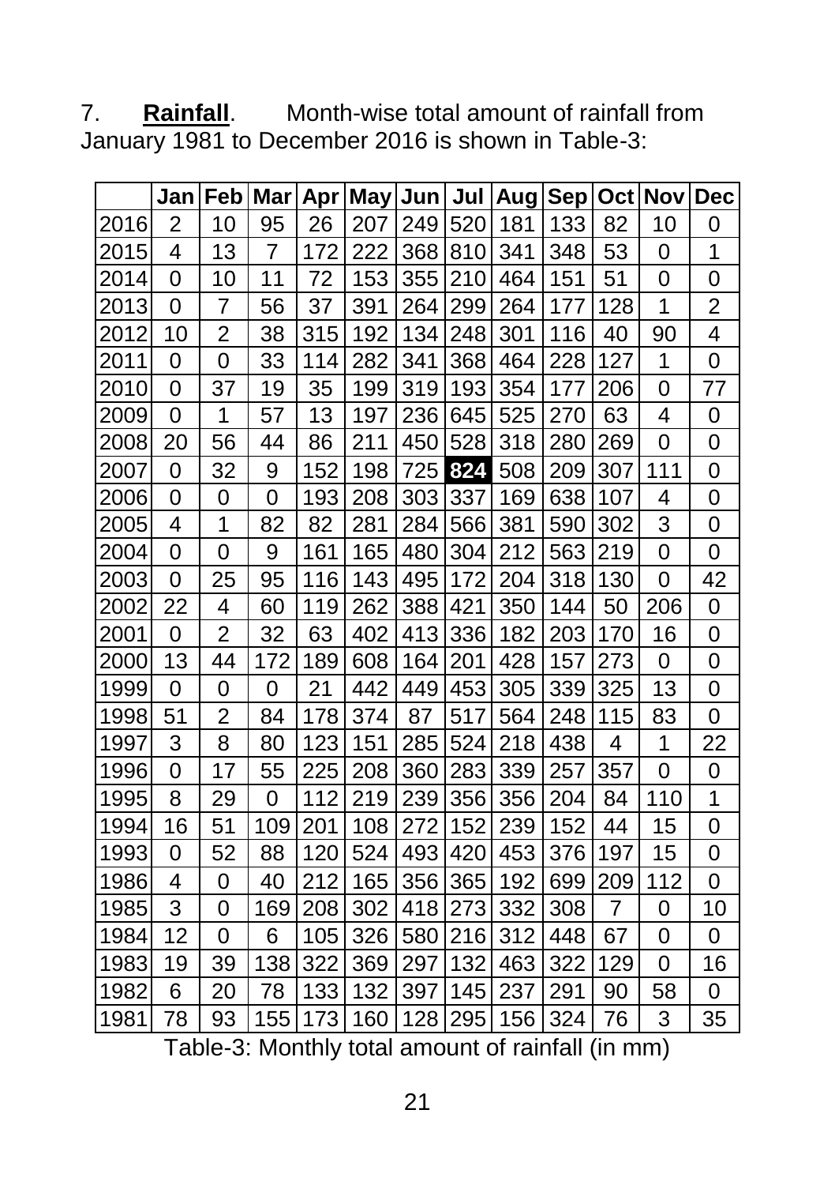7. **Rainfall**. Month-wise total amount of rainfall from January 1981 to December 2016 is shown in Table-3:

| | Jan | Feb | Mar | Apr | May | Jun | Jul | Aug | Sep | Oct | Nov | Dec |
|---|---|---|---|---|---|---|---|---|---|---|---|---|
| 2016 | 2 | 10 | 95 | 26 | 207 | 249 | 520 | 181 | 133 | 82 | 10 | 0 |
| 2015 | 4 | 13 | 7 | 172 | 222 | 368 | 810 | 341 | 348 | 53 | 0 | 1 |
| 2014 | 0 | 10 | 11 | 72 | 153 | 355 | 210 | 464 | 151 | 51 | 0 | 0 |
| 2013 | 0 | 7 | 56 | 37 | 391 | 264 | 299 | 264 | 177 | 128 | 1 | 2 |
| 2012 | 10 | 2 | 38 | 315 | 192 | 134 | 248 | 301 | 116 | 40 | 90 | 4 |
| 2011 | 0 | 0 | 33 | 114 | 282 | 341 | 368 | 464 | 228 | 127 | 1 | 0 |
| 2010 | 0 | 37 | 19 | 35 | 199 | 319 | 193 | 354 | 177 | 206 | 0 | 77 |
| 2009 | 0 | 1 | 57 | 13 | 197 | 236 | 645 | 525 | 270 | 63 | 4 | 0 |
| 2008 | 20 | 56 | 44 | 86 | 211 | 450 | 528 | 318 | 280 | 269 | 0 | 0 |
| 2007 | 0 | 32 | 9 | 152 | 198 | 725 | **824** | 508 | 209 | 307 | 111 | 0 |
| 2006 | 0 | 0 | 0 | 193 | 208 | 303 | 337 | 169 | 638 | 107 | 4 | 0 |
| 2005 | 4 | 1 | 82 | 82 | 281 | 284 | 566 | 381 | 590 | 302 | 3 | 0 |
| 2004 | 0 | 0 | 9 | 161 | 165 | 480 | 304 | 212 | 563 | 219 | 0 | 0 |
| 2003 | 0 | 25 | 95 | 116 | 143 | 495 | 172 | 204 | 318 | 130 | 0 | 42 |
| 2002 | 22 | 4 | 60 | 119 | 262 | 388 | 421 | 350 | 144 | 50 | 206 | 0 |
| 2001 | 0 | 2 | 32 | 63 | 402 | 413 | 336 | 182 | 203 | 170 | 16 | 0 |
| 2000 | 13 | 44 | 172 | 189 | 608 | 164 | 201 | 428 | 157 | 273 | 0 | 0 |
| 1999 | 0 | 0 | 0 | 21 | 442 | 449 | 453 | 305 | 339 | 325 | 13 | 0 |
| 1998 | 51 | 2 | 84 | 178 | 374 | 87 | 517 | 564 | 248 | 115 | 83 | 0 |
| 1997 | 3 | 8 | 80 | 123 | 151 | 285 | 524 | 218 | 438 | 4 | 1 | 22 |
| 1996 | 0 | 17 | 55 | 225 | 208 | 360 | 283 | 339 | 257 | 357 | 0 | 0 |
| 1995 | 8 | 29 | 0 | 112 | 219 | 239 | 356 | 356 | 204 | 84 | 110 | 1 |
| 1994 | 16 | 51 | 109 | 201 | 108 | 272 | 152 | 239 | 152 | 44 | 15 | 0 |
| 1993 | 0 | 52 | 88 | 120 | 524 | 493 | 420 | 453 | 376 | 197 | 15 | 0 |
| 1986 | 4 | 0 | 40 | 212 | 165 | 356 | 365 | 192 | 699 | 209 | 112 | 0 |
| 1985 | 3 | 0 | 169 | 208 | 302 | 418 | 273 | 332 | 308 | 7 | 0 | 10 |
| 1984 | 12 | 0 | 6 | 105 | 326 | 580 | 216 | 312 | 448 | 67 | 0 | 0 |
| 1983 | 19 | 39 | 138 | 322 | 369 | 297 | 132 | 463 | 322 | 129 | 0 | 16 |
| 1982 | 6 | 20 | 78 | 133 | 132 | 397 | 145 | 237 | 291 | 90 | 58 | 0 |
| 1981 | 78 | 93 | 155 | 173 | 160 | 128 | 295 | 156 | 324 | 76 | 3 | 35 |

Table-3: Monthly total amount of rainfall (in mm)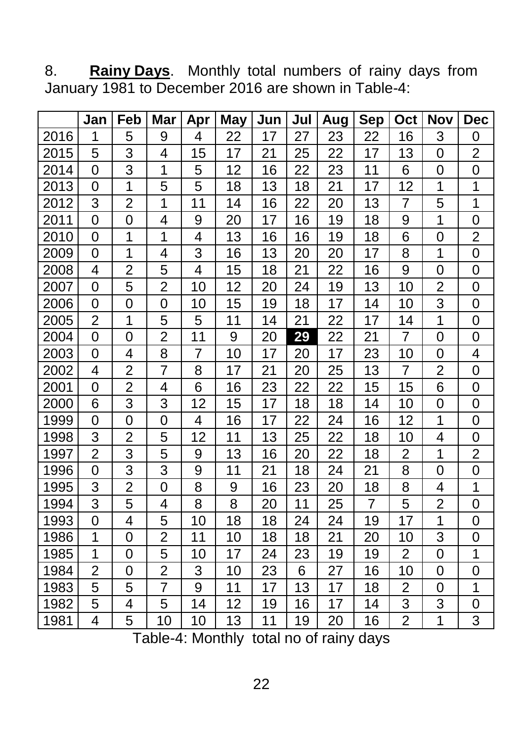8. **Rainy Days**. Monthly total numbers of rainy days from January 1981 to December 2016 are shown in Table-4:

| | Jan | Feb | Mar | Apr | May | Jun | Jul | Aug | Sep | Oct | Nov | Dec |
|---|---|---|---|---|---|---|---|---|---|---|---|---|
| 2016 | 1 | 5 | 9 | 4 | 22 | 17 | 27 | 23 | 22 | 16 | 3 | 0 |
| 2015 | 5 | 3 | 4 | 15 | 17 | 21 | 25 | 22 | 17 | 13 | 0 | 2 |
| 2014 | 0 | 3 | 1 | 5 | 12 | 16 | 22 | 23 | 11 | 6 | 0 | 0 |
| 2013 | 0 | 1 | 5 | 5 | 18 | 13 | 18 | 21 | 17 | 12 | 1 | 1 |
| 2012 | 3 | 2 | 1 | 11 | 14 | 16 | 22 | 20 | 13 | 7 | 5 | 1 |
| 2011 | 0 | 0 | 4 | 9 | 20 | 17 | 16 | 19 | 18 | 9 | 1 | 0 |
| 2010 | 0 | 1 | 1 | 4 | 13 | 16 | 16 | 19 | 18 | 6 | 0 | 2 |
| 2009 | 0 | 1 | 4 | 3 | 16 | 13 | 20 | 20 | 17 | 8 | 1 | 0 |
| 2008 | 4 | 2 | 5 | 4 | 15 | 18 | 21 | 22 | 16 | 9 | 0 | 0 |
| 2007 | 0 | 5 | 2 | 10 | 12 | 20 | 24 | 19 | 13 | 10 | 2 | 0 |
| 2006 | 0 | 0 | 0 | 10 | 15 | 19 | 18 | 17 | 14 | 10 | 3 | 0 |
| 2005 | 2 | 1 | 5 | 5 | 11 | 14 | 21 | 22 | 17 | 14 | 1 | 0 |
| 2004 | 0 | 0 | 2 | 11 | 9 | 20 | **29** | 22 | 21 | 7 | 0 | 0 |
| 2003 | 0 | 4 | 8 | 7 | 10 | 17 | 20 | 17 | 23 | 10 | 0 | 4 |
| 2002 | 4 | 2 | 7 | 8 | 17 | 21 | 20 | 25 | 13 | 7 | 2 | 0 |
| 2001 | 0 | 2 | 4 | 6 | 16 | 23 | 22 | 22 | 15 | 15 | 6 | 0 |
| 2000 | 6 | 3 | 3 | 12 | 15 | 17 | 18 | 18 | 14 | 10 | 0 | 0 |
| 1999 | 0 | 0 | 0 | 4 | 16 | 17 | 22 | 24 | 16 | 12 | 1 | 0 |
| 1998 | 3 | 2 | 5 | 12 | 11 | 13 | 25 | 22 | 18 | 10 | 4 | 0 |
| 1997 | 2 | 3 | 5 | 9 | 13 | 16 | 20 | 22 | 18 | 2 | 1 | 2 |
| 1996 | 0 | 3 | 3 | 9 | 11 | 21 | 18 | 24 | 21 | 8 | 0 | 0 |
| 1995 | 3 | 2 | 0 | 8 | 9 | 16 | 23 | 20 | 18 | 8 | 4 | 1 |
| 1994 | 3 | 5 | 4 | 8 | 8 | 20 | 11 | 25 | 7 | 5 | 2 | 0 |
| 1993 | 0 | 4 | 5 | 10 | 18 | 18 | 24 | 24 | 19 | 17 | 1 | 0 |
| 1986 | 1 | 0 | 2 | 11 | 10 | 18 | 18 | 21 | 20 | 10 | 3 | 0 |
| 1985 | 1 | 0 | 5 | 10 | 17 | 24 | 23 | 19 | 19 | 2 | 0 | 1 |
| 1984 | 2 | 0 | 2 | 3 | 10 | 23 | 6 | 27 | 16 | 10 | 0 | 0 |
| 1983 | 5 | 5 | 7 | 9 | 11 | 17 | 13 | 17 | 18 | 2 | 0 | 1 |
| 1982 | 5 | 4 | 5 | 14 | 12 | 19 | 16 | 17 | 14 | 3 | 3 | 0 |
| 1981 | 4 | 5 | 10 | 10 | 13 | 11 | 19 | 20 | 16 | 2 | 1 | 3 |

Table-4: Monthly total no of rainy days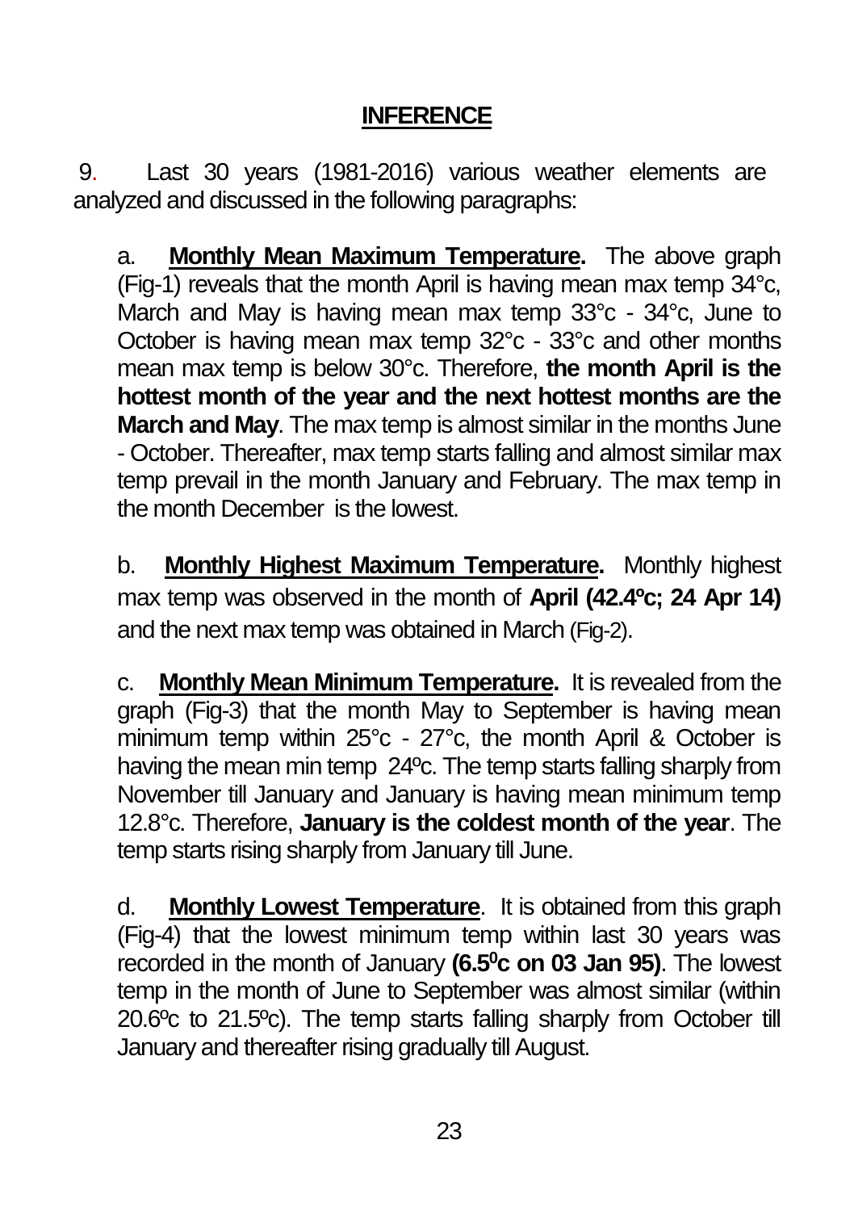## INFERENCE

9. Last 30 years (1981-2016) various weather elements are analyzed and discussed in the following paragraphs:

a. **Monthly Mean Maximum Temperature.** The above graph (Fig-1) reveals that the month April is having mean max temp 34°c, March and May is having mean max temp 33°c - 34°c, June to October is having mean max temp 32°c - 33°c and other months mean max temp is below 30°c. Therefore, **the month April is the hottest month of the year and the next hottest months are the March and May**. The max temp is almost similar in the months June - October. Thereafter, max temp starts falling and almost similar max temp prevail in the month January and February. The max temp in the month December is the lowest.

b. **Monthly Highest Maximum Temperature.** Monthly highest max temp was observed in the month of **April (42.4ºc; 24 Apr 14)** and the next max temp was obtained in March (Fig-2).

c. **Monthly Mean Minimum Temperature.** It is revealed from the graph (Fig-3) that the month May to September is having mean minimum temp within 25°c - 27°c, the month April & October is having the mean min temp 24ºc. The temp starts falling sharply from November till January and January is having mean minimum temp 12.8°c. Therefore, **January is the coldest month of the year**. The temp starts rising sharply from January till June.

d. **Monthly Lowest Temperature**. It is obtained from this graph (Fig-4) that the lowest minimum temp within last 30 years was recorded in the month of January **($6.5^0$c on 03 Jan 95)**. The lowest temp in the month of June to September was almost similar (within 20.6ºc to 21.5ºc). The temp starts falling sharply from October till January and thereafter rising gradually till August.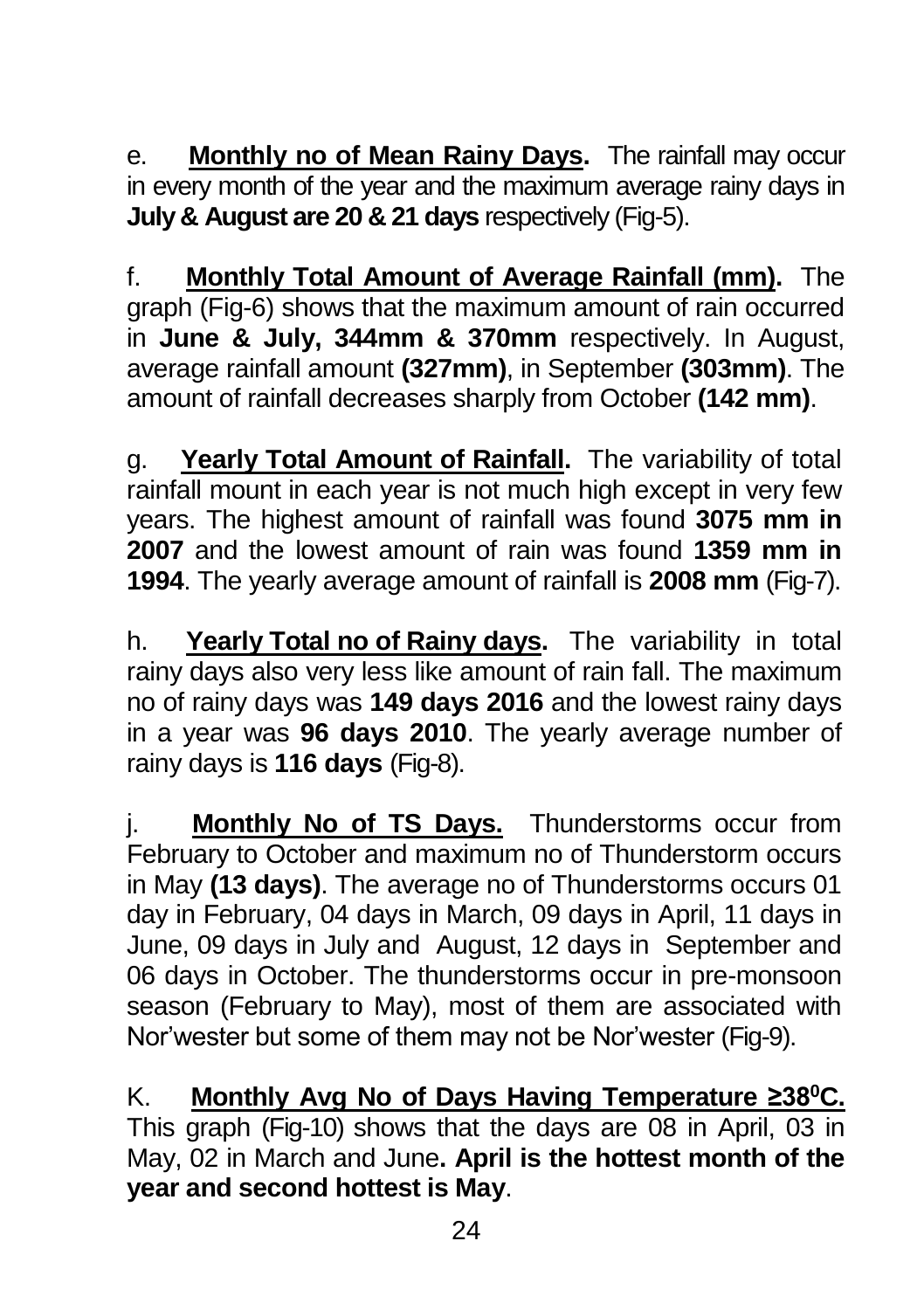e. **<u>Monthly no of Mean Rainy Days</u>.** The rainfall may occur in every month of the year and the maximum average rainy days in **July & August are 20 & 21 days** respectively (Fig-5).

f. **<u>Monthly Total Amount of Average Rainfall (mm)</u>.** The graph (Fig-6) shows that the maximum amount of rain occurred in **June & July, 344mm & 370mm** respectively. In August, average rainfall amount **(327mm)**, in September **(303mm)**. The amount of rainfall decreases sharply from October **(142 mm)**.

g. **<u>Yearly Total Amount of Rainfall</u>.** The variability of total rainfall mount in each year is not much high except in very few years. The highest amount of rainfall was found **3075 mm in 2007** and the lowest amount of rain was found **1359 mm in 1994**. The yearly average amount of rainfall is **2008 mm** (Fig-7).

h. **<u>Yearly Total no of Rainy days</u>.** The variability in total rainy days also very less like amount of rain fall. The maximum no of rainy days was **149 days 2016** and the lowest rainy days in a year was **96 days 2010**. The yearly average number of rainy days is **116 days** (Fig-8).

j. **<u>Monthly No of TS Days.</u>** Thunderstorms occur from February to October and maximum no of Thunderstorm occurs in May **(13 days)**. The average no of Thunderstorms occurs 01 day in February, 04 days in March, 09 days in April, 11 days in June, 09 days in July and August, 12 days in September and 06 days in October. The thunderstorms occur in pre-monsoon season (February to May), most of them are associated with Nor'wester but some of them may not be Nor'wester (Fig-9).

K. **<u>Monthly Avg No of Days Having Temperature ≥38$^0$C.</u>** This graph (Fig-10) shows that the days are 08 in April, 03 in May, 02 in March and June**. April is the hottest month of the year and second hottest is May**.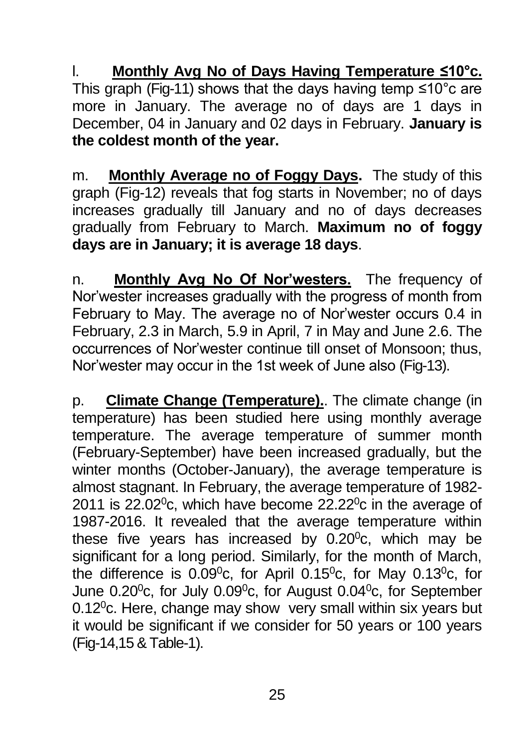l. **Monthly Avg No of Days Having Temperature ≤10°c.** This graph (Fig-11) shows that the days having temp ≤10°c are more in January. The average no of days are 1 days in December, 04 in January and 02 days in February. **January is the coldest month of the year.**

m. **Monthly Average no of Foggy Days.** The study of this graph (Fig-12) reveals that fog starts in November; no of days increases gradually till January and no of days decreases gradually from February to March. **Maximum no of foggy days are in January; it is average 18 days**.

n. **Monthly Avg No Of Nor'westers.** The frequency of Nor'wester increases gradually with the progress of month from February to May. The average no of Nor'wester occurs 0.4 in February, 2.3 in March, 5.9 in April, 7 in May and June 2.6. The occurrences of Nor'wester continue till onset of Monsoon; thus, Nor'wester may occur in the 1st week of June also (Fig-13).

p. **Climate Change (Temperature).**. The climate change (in temperature) has been studied here using monthly average temperature. The average temperature of summer month (February-September) have been increased gradually, but the winter months (October-January), the average temperature is almost stagnant. In February, the average temperature of 1982-2011 is 22.02$^0$c, which have become 22.22$^0$c in the average of 1987-2016. It revealed that the average temperature within these five years has increased by 0.20$^0$c, which may be significant for a long period. Similarly, for the month of March, the difference is 0.09$^0$c, for April 0.15$^0$c, for May 0.13$^0$c, for June 0.20$^0$c, for July 0.09$^0$c, for August 0.04$^0$c, for September 0.12$^0$c. Here, change may show very small within six years but it would be significant if we consider for 50 years or 100 years (Fig-14,15 & Table-1).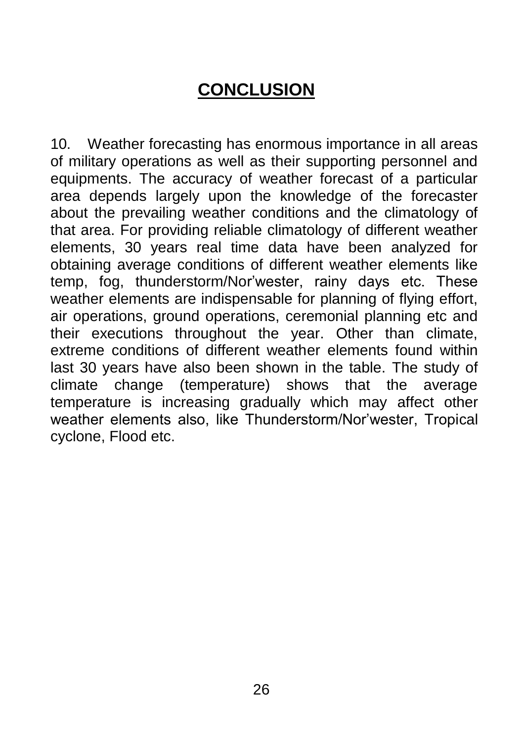# **CONCLUSION**

10. Weather forecasting has enormous importance in all areas of military operations as well as their supporting personnel and equipments. The accuracy of weather forecast of a particular area depends largely upon the knowledge of the forecaster about the prevailing weather conditions and the climatology of that area. For providing reliable climatology of different weather elements, 30 years real time data have been analyzed for obtaining average conditions of different weather elements like temp, fog, thunderstorm/Nor'wester, rainy days etc. These weather elements are indispensable for planning of flying effort, air operations, ground operations, ceremonial planning etc and their executions throughout the year. Other than climate, extreme conditions of different weather elements found within last 30 years have also been shown in the table. The study of climate change (temperature) shows that the average temperature is increasing gradually which may affect other weather elements also, like Thunderstorm/Nor'wester, Tropical cyclone, Flood etc.